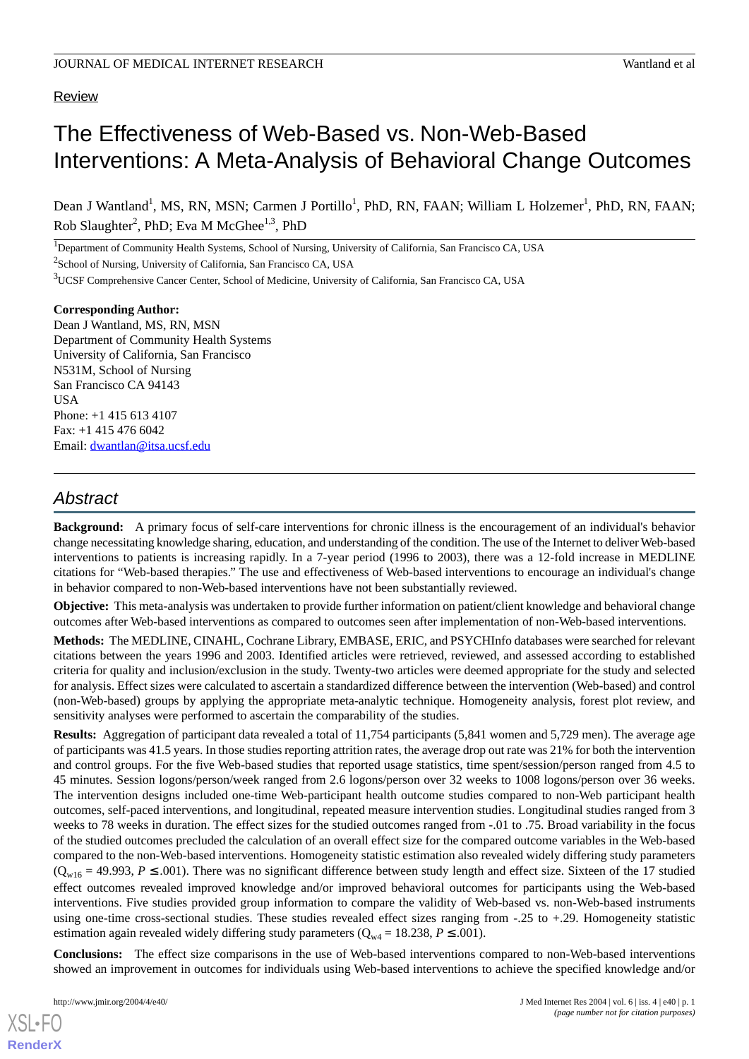Review

# The Effectiveness of Web-Based vs. Non-Web-Based Interventions: A Meta-Analysis of Behavioral Change Outcomes

Dean J Wantland[1], MS, RN, MSN; Carmen J Portillo[1], PhD, RN, FAAN; William L Holzemer[1], PhD, RN, FAAN; Rob Slaughter[2], PhD; Eva M McGhee[1,3], PhD

[1]Department of Community Health Systems, School of Nursing, University of California, San Francisco CA, USA

[2]School of Nursing, University of California, San Francisco CA, USA

[3]UCSF Comprehensive Cancer Center, School of Medicine, University of California, San Francisco CA, USA

**Corresponding Author:**
Dean J Wantland, MS, RN, MSN
Department of Community Health Systems
University of California, San Francisco
N531M, School of Nursing
San Francisco CA 94143
USA
Phone: +1 415 613 4107
Fax: +1 415 476 6042
Email: dwantlan@itsa.ucsf.edu

## Abstract

**Background:** A primary focus of self-care interventions for chronic illness is the encouragement of an individual's behavior change necessitating knowledge sharing, education, and understanding of the condition. The use of the Internet to deliver Web-based interventions to patients is increasing rapidly. In a 7-year period (1996 to 2003), there was a 12-fold increase in MEDLINE citations for "Web-based therapies." The use and effectiveness of Web-based interventions to encourage an individual's change in behavior compared to non-Web-based interventions have not been substantially reviewed.

**Objective:** This meta-analysis was undertaken to provide further information on patient/client knowledge and behavioral change outcomes after Web-based interventions as compared to outcomes seen after implementation of non-Web-based interventions.

**Methods:** The MEDLINE, CINAHL, Cochrane Library, EMBASE, ERIC, and PSYCHInfo databases were searched for relevant citations between the years 1996 and 2003. Identified articles were retrieved, reviewed, and assessed according to established criteria for quality and inclusion/exclusion in the study. Twenty-two articles were deemed appropriate for the study and selected for analysis. Effect sizes were calculated to ascertain a standardized difference between the intervention (Web-based) and control (non-Web-based) groups by applying the appropriate meta-analytic technique. Homogeneity analysis, forest plot review, and sensitivity analyses were performed to ascertain the comparability of the studies.

**Results:** Aggregation of participant data revealed a total of 11,754 participants (5,841 women and 5,729 men). The average age of participants was 41.5 years. In those studies reporting attrition rates, the average drop out rate was 21% for both the intervention and control groups. For the five Web-based studies that reported usage statistics, time spent/session/person ranged from 4.5 to 45 minutes. Session logons/person/week ranged from 2.6 logons/person over 32 weeks to 1008 logons/person over 36 weeks. The intervention designs included one-time Web-participant health outcome studies compared to non-Web participant health outcomes, self-paced interventions, and longitudinal, repeated measure intervention studies. Longitudinal studies ranged from 3 weeks to 78 weeks in duration. The effect sizes for the studied outcomes ranged from -.01 to .75. Broad variability in the focus of the studied outcomes precluded the calculation of an overall effect size for the compared outcome variables in the Web-based compared to the non-Web-based interventions. Homogeneity statistic estimation also revealed widely differing study parameters ($Q_{w16} = 49.993$, $P \leq .001$). There was no significant difference between study length and effect size. Sixteen of the 17 studied effect outcomes revealed improved knowledge and/or improved behavioral outcomes for participants using the Web-based interventions. Five studies provided group information to compare the validity of Web-based vs. non-Web-based instruments using one-time cross-sectional studies. These studies revealed effect sizes ranging from -.25 to +.29. Homogeneity statistic estimation again revealed widely differing study parameters ($Q_{w4} = 18.238$, $P \leq .001$).

**Conclusions:** The effect size comparisons in the use of Web-based interventions compared to non-Web-based interventions showed an improvement in outcomes for individuals using Web-based interventions to achieve the specified knowledge and/or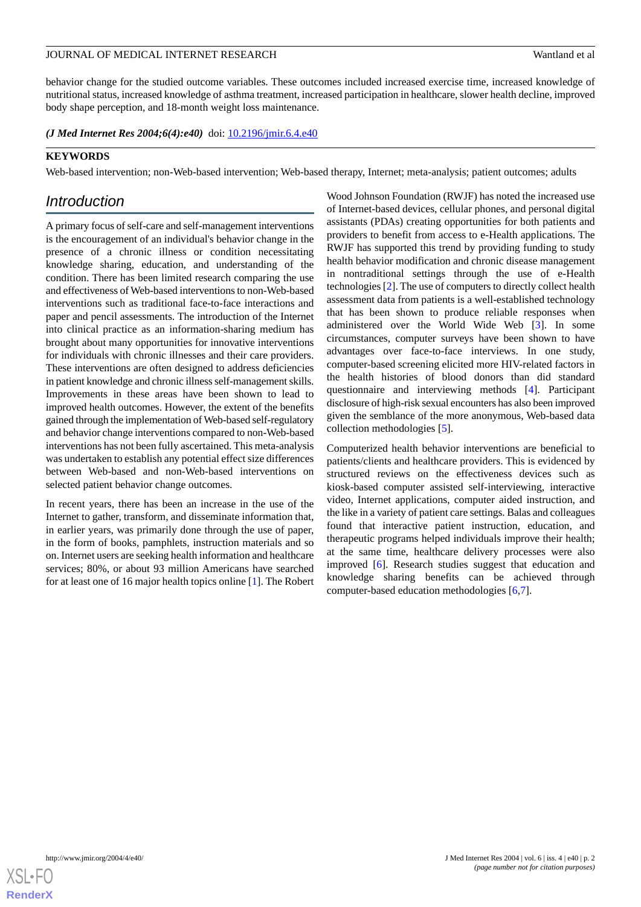behavior change for the studied outcome variables. These outcomes included increased exercise time, increased knowledge of nutritional status, increased knowledge of asthma treatment, increased participation in healthcare, slower health decline, improved body shape perception, and 18-month weight loss maintenance.

*(J Med Internet Res 2004;6(4):e40)* doi: 10.2196/jmir.6.4.e40

**KEYWORDS**

Web-based intervention; non-Web-based intervention; Web-based therapy, Internet; meta-analysis; patient outcomes; adults

## Introduction

A primary focus of self-care and self-management interventions is the encouragement of an individual's behavior change in the presence of a chronic illness or condition necessitating knowledge sharing, education, and understanding of the condition. There has been limited research comparing the use and effectiveness of Web-based interventions to non-Web-based interventions such as traditional face-to-face interactions and paper and pencil assessments. The introduction of the Internet into clinical practice as an information-sharing medium has brought about many opportunities for innovative interventions for individuals with chronic illnesses and their care providers. These interventions are often designed to address deficiencies in patient knowledge and chronic illness self-management skills. Improvements in these areas have been shown to lead to improved health outcomes. However, the extent of the benefits gained through the implementation of Web-based self-regulatory and behavior change interventions compared to non-Web-based interventions has not been fully ascertained. This meta-analysis was undertaken to establish any potential effect size differences between Web-based and non-Web-based interventions on selected patient behavior change outcomes.

In recent years, there has been an increase in the use of the Internet to gather, transform, and disseminate information that, in earlier years, was primarily done through the use of paper, in the form of books, pamphlets, instruction materials and so on. Internet users are seeking health information and healthcare services; 80%, or about 93 million Americans have searched for at least one of 16 major health topics online [1]. The Robert Wood Johnson Foundation (RWJF) has noted the increased use of Internet-based devices, cellular phones, and personal digital assistants (PDAs) creating opportunities for both patients and providers to benefit from access to e-Health applications. The RWJF has supported this trend by providing funding to study health behavior modification and chronic disease management in nontraditional settings through the use of e-Health technologies [2]. The use of computers to directly collect health assessment data from patients is a well-established technology that has been shown to produce reliable responses when administered over the World Wide Web [3]. In some circumstances, computer surveys have been shown to have advantages over face-to-face interviews. In one study, computer-based screening elicited more HIV-related factors in the health histories of blood donors than did standard questionnaire and interviewing methods [4]. Participant disclosure of high-risk sexual encounters has also been improved given the semblance of the more anonymous, Web-based data collection methodologies [5].

Computerized health behavior interventions are beneficial to patients/clients and healthcare providers. This is evidenced by structured reviews on the effectiveness devices such as kiosk-based computer assisted self-interviewing, interactive video, Internet applications, computer aided instruction, and the like in a variety of patient care settings. Balas and colleagues found that interactive patient instruction, education, and therapeutic programs helped individuals improve their health; at the same time, healthcare delivery processes were also improved [6]. Research studies suggest that education and knowledge sharing benefits can be achieved through computer-based education methodologies [6,7].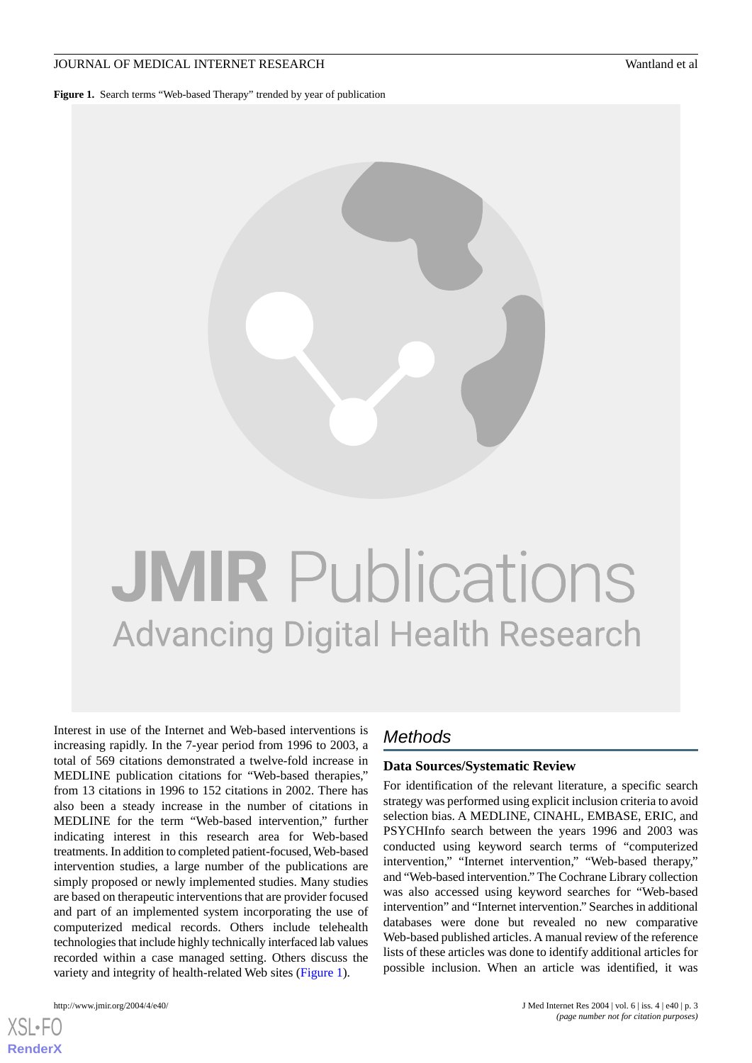**Figure 1.** Search terms "Web-based Therapy" trended by year of publication

Interest in use of the Internet and Web-based interventions is increasing rapidly. In the 7-year period from 1996 to 2003, a total of 569 citations demonstrated a twelve-fold increase in MEDLINE publication citations for "Web-based therapies," from 13 citations in 1996 to 152 citations in 2002. There has also been a steady increase in the number of citations in MEDLINE for the term "Web-based intervention," further indicating interest in this research area for Web-based treatments. In addition to completed patient-focused, Web-based intervention studies, a large number of the publications are simply proposed or newly implemented studies. Many studies are based on therapeutic interventions that are provider focused and part of an implemented system incorporating the use of computerized medical records. Others include telehealth technologies that include highly technically interfaced lab values recorded within a case managed setting. Others discuss the variety and integrity of health-related Web sites (Figure 1).

## Methods

### Data Sources/Systematic Review

For identification of the relevant literature, a specific search strategy was performed using explicit inclusion criteria to avoid selection bias. A MEDLINE, CINAHL, EMBASE, ERIC, and PSYCHInfo search between the years 1996 and 2003 was conducted using keyword search terms of "computerized intervention," "Internet intervention," "Web-based therapy," and "Web-based intervention." The Cochrane Library collection was also accessed using keyword searches for "Web-based intervention" and "Internet intervention." Searches in additional databases were done but revealed no new comparative Web-based published articles. A manual review of the reference lists of these articles was done to identify additional articles for possible inclusion. When an article was identified, it was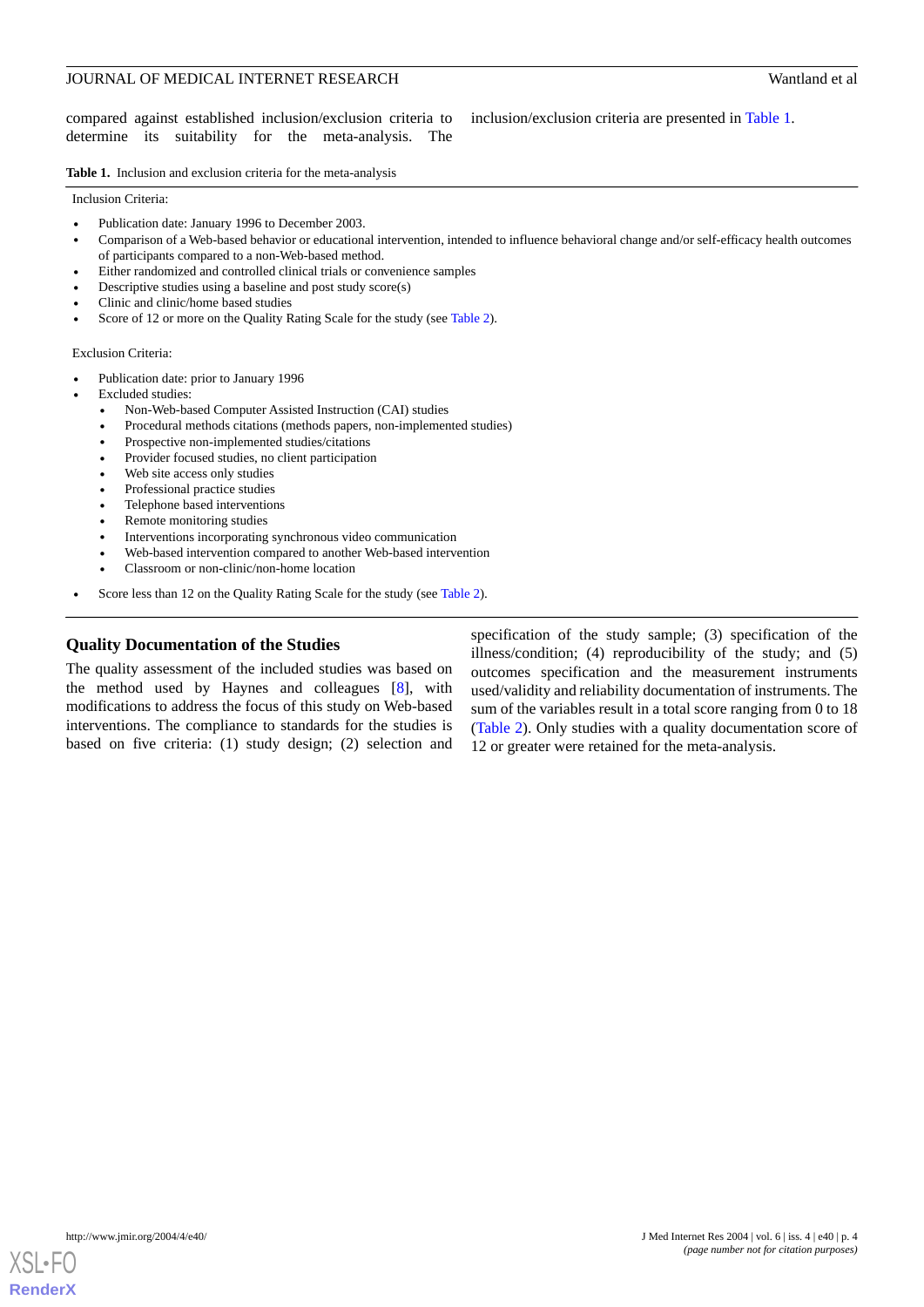compared against established inclusion/exclusion criteria to determine its suitability for the meta-analysis. The inclusion/exclusion criteria are presented in Table 1.

**Table 1.** Inclusion and exclusion criteria for the meta-analysis

Inclusion Criteria:

- Publication date: January 1996 to December 2003.
- Comparison of a Web-based behavior or educational intervention, intended to influence behavioral change and/or self-efficacy health outcomes of participants compared to a non-Web-based method.
- Either randomized and controlled clinical trials or convenience samples
- Descriptive studies using a baseline and post study score(s)
- Clinic and clinic/home based studies
- Score of 12 or more on the Quality Rating Scale for the study (see Table 2).

Exclusion Criteria:

- Publication date: prior to January 1996
- Excluded studies:
  - Non-Web-based Computer Assisted Instruction (CAI) studies
  - Procedural methods citations (methods papers, non-implemented studies)
  - Prospective non-implemented studies/citations
  - Provider focused studies, no client participation
  - Web site access only studies
  - Professional practice studies
  - Telephone based interventions
  - Remote monitoring studies
  - Interventions incorporating synchronous video communication
  - Web-based intervention compared to another Web-based intervention
  - Classroom or non-clinic/non-home location
- Score less than 12 on the Quality Rating Scale for the study (see Table 2).

## Quality Documentation of the Studies

The quality assessment of the included studies was based on the method used by Haynes and colleagues [8], with modifications to address the focus of this study on Web-based interventions. The compliance to standards for the studies is based on five criteria: (1) study design; (2) selection and specification of the study sample; (3) specification of the illness/condition; (4) reproducibility of the study; and (5) outcomes specification and the measurement instruments used/validity and reliability documentation of instruments. The sum of the variables result in a total score ranging from 0 to 18 (Table 2). Only studies with a quality documentation score of 12 or greater were retained for the meta-analysis.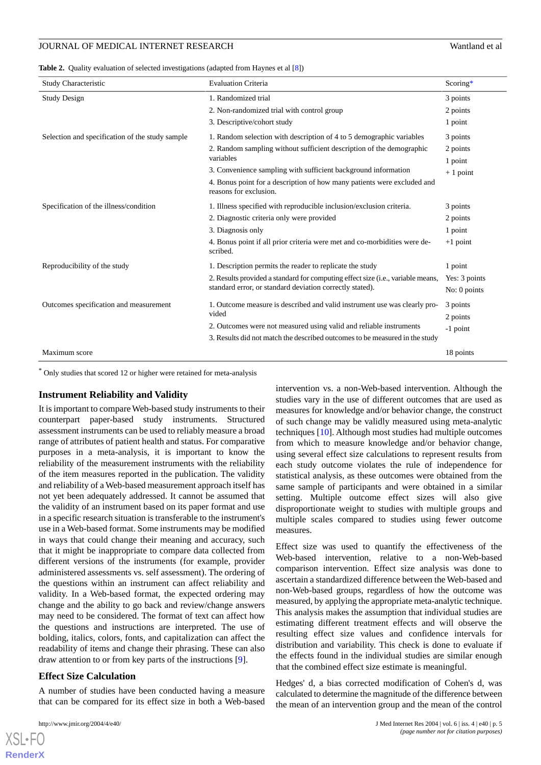**Table 2.** Quality evaluation of selected investigations (adapted from Haynes et al [8])

| Study Characteristic | Evaluation Criteria | Scoring* |
|---|---|---|
| Study Design | 1. Randomized trial | 3 points |
| | 2. Non-randomized trial with control group | 2 points |
| | 3. Descriptive/cohort study | 1 point |
| Selection and specification of the study sample | 1. Random selection with description of 4 to 5 demographic variables | 3 points |
| | 2. Random sampling without sufficient description of the demographic variables | 2 points |
| | 3. Convenience sampling with sufficient background information | 1 point |
| | 4. Bonus point for a description of how many patients were excluded and reasons for exclusion. | + 1 point |
| Specification of the illness/condition | 1. Illness specified with reproducible inclusion/exclusion criteria. | 3 points |
| | 2. Diagnostic criteria only were provided | 2 points |
| | 3. Diagnosis only | 1 point |
| | 4. Bonus point if all prior criteria were met and co-morbidities were described. | +1 point |
| Reproducibility of the study | 1. Description permits the reader to replicate the study | 1 point |
| | 2. Results provided a standard for computing effect size (i.e., variable means, standard error, or standard deviation correctly stated). | Yes: 3 points<br>No: 0 points |
| Outcomes specification and measurement | 1. Outcome measure is described and valid instrument use was clearly provided | 3 points |
| | 2. Outcomes were not measured using valid and reliable instruments | 2 points |
| | 3. Results did not match the described outcomes to be measured in the study | -1 point |
| Maximum score | | 18 points |

* Only studies that scored 12 or higher were retained for meta-analysis

## Instrument Reliability and Validity

It is important to compare Web-based study instruments to their counterpart paper-based study instruments. Structured assessment instruments can be used to reliably measure a broad range of attributes of patient health and status. For comparative purposes in a meta-analysis, it is important to know the reliability of the measurement instruments with the reliability of the item measures reported in the publication. The validity and reliability of a Web-based measurement approach itself has not yet been adequately addressed. It cannot be assumed that the validity of an instrument based on its paper format and use in a specific research situation is transferable to the instrument's use in a Web-based format. Some instruments may be modified in ways that could change their meaning and accuracy, such that it might be inappropriate to compare data collected from different versions of the instruments (for example, provider administered assessments vs. self assessment). The ordering of the questions within an instrument can affect reliability and validity. In a Web-based format, the expected ordering may change and the ability to go back and review/change answers may need to be considered. The format of text can affect how the questions and instructions are interpreted. The use of bolding, italics, colors, fonts, and capitalization can affect the readability of items and change their phrasing. These can also draw attention to or from key parts of the instructions [9].

## Effect Size Calculation

A number of studies have been conducted having a measure that can be compared for its effect size in both a Web-based intervention vs. a non-Web-based intervention. Although the studies vary in the use of different outcomes that are used as measures for knowledge and/or behavior change, the construct of such change may be validly measured using meta-analytic techniques [10]. Although most studies had multiple outcomes from which to measure knowledge and/or behavior change, using several effect size calculations to represent results from each study outcome violates the rule of independence for statistical analysis, as these outcomes were obtained from the same sample of participants and were obtained in a similar setting. Multiple outcome effect sizes will also give disproportionate weight to studies with multiple groups and multiple scales compared to studies using fewer outcome measures.

Effect size was used to quantify the effectiveness of the Web-based intervention, relative to a non-Web-based comparison intervention. Effect size analysis was done to ascertain a standardized difference between the Web-based and non-Web-based groups, regardless of how the outcome was measured, by applying the appropriate meta-analytic technique. This analysis makes the assumption that individual studies are estimating different treatment effects and will observe the resulting effect size values and confidence intervals for distribution and variability. This check is done to evaluate if the effects found in the individual studies are similar enough that the combined effect size estimate is meaningful.

Hedges' d, a bias corrected modification of Cohen's d, was calculated to determine the magnitude of the difference between the mean of an intervention group and the mean of the control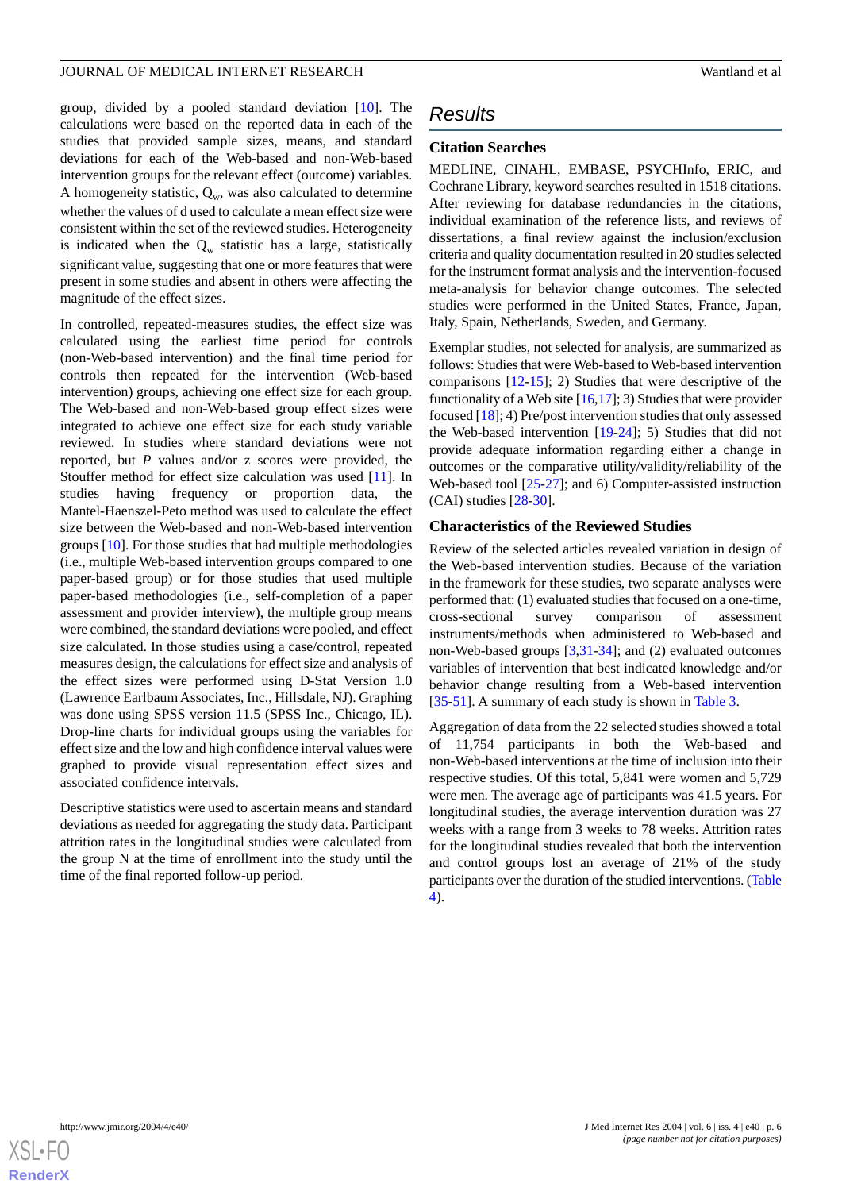group, divided by a pooled standard deviation [10]. The calculations were based on the reported data in each of the studies that provided sample sizes, means, and standard deviations for each of the Web-based and non-Web-based intervention groups for the relevant effect (outcome) variables. A homogeneity statistic, $Q_w$, was also calculated to determine whether the values of d used to calculate a mean effect size were consistent within the set of the reviewed studies. Heterogeneity is indicated when the $Q_w$ statistic has a large, statistically significant value, suggesting that one or more features that were present in some studies and absent in others were affecting the magnitude of the effect sizes.

In controlled, repeated-measures studies, the effect size was calculated using the earliest time period for controls (non-Web-based intervention) and the final time period for controls then repeated for the intervention (Web-based intervention) groups, achieving one effect size for each group. The Web-based and non-Web-based group effect sizes were integrated to achieve one effect size for each study variable reviewed. In studies where standard deviations were not reported, but *P* values and/or z scores were provided, the Stouffer method for effect size calculation was used [11]. In studies having frequency or proportion data, the Mantel-Haenszel-Peto method was used to calculate the effect size between the Web-based and non-Web-based intervention groups [10]. For those studies that had multiple methodologies (i.e., multiple Web-based intervention groups compared to one paper-based group) or for those studies that used multiple paper-based methodologies (i.e., self-completion of a paper assessment and provider interview), the multiple group means were combined, the standard deviations were pooled, and effect size calculated. In those studies using a case/control, repeated measures design, the calculations for effect size and analysis of the effect sizes were performed using D-Stat Version 1.0 (Lawrence Earlbaum Associates, Inc., Hillsdale, NJ). Graphing was done using SPSS version 11.5 (SPSS Inc., Chicago, IL). Drop-line charts for individual groups using the variables for effect size and the low and high confidence interval values were graphed to provide visual representation effect sizes and associated confidence intervals.

Descriptive statistics were used to ascertain means and standard deviations as needed for aggregating the study data. Participant attrition rates in the longitudinal studies were calculated from the group N at the time of enrollment into the study until the time of the final reported follow-up period.

## Results

### Citation Searches

MEDLINE, CINAHL, EMBASE, PSYCHInfo, ERIC, and Cochrane Library, keyword searches resulted in 1518 citations. After reviewing for database redundancies in the citations, individual examination of the reference lists, and reviews of dissertations, a final review against the inclusion/exclusion criteria and quality documentation resulted in 20 studies selected for the instrument format analysis and the intervention-focused meta-analysis for behavior change outcomes. The selected studies were performed in the United States, France, Japan, Italy, Spain, Netherlands, Sweden, and Germany.

Exemplar studies, not selected for analysis, are summarized as follows: Studies that were Web-based to Web-based intervention comparisons [12-15]; 2) Studies that were descriptive of the functionality of a Web site [16,17]; 3) Studies that were provider focused [18]; 4) Pre/post intervention studies that only assessed the Web-based intervention [19-24]; 5) Studies that did not provide adequate information regarding either a change in outcomes or the comparative utility/validity/reliability of the Web-based tool [25-27]; and 6) Computer-assisted instruction (CAI) studies [28-30].

### Characteristics of the Reviewed Studies

Review of the selected articles revealed variation in design of the Web-based intervention studies. Because of the variation in the framework for these studies, two separate analyses were performed that: (1) evaluated studies that focused on a one-time, cross-sectional survey comparison of assessment instruments/methods when administered to Web-based and non-Web-based groups [3,31-34]; and (2) evaluated outcomes variables of intervention that best indicated knowledge and/or behavior change resulting from a Web-based intervention [35-51]. A summary of each study is shown in Table 3.

Aggregation of data from the 22 selected studies showed a total of 11,754 participants in both the Web-based and non-Web-based interventions at the time of inclusion into their respective studies. Of this total, 5,841 were women and 5,729 were men. The average age of participants was 41.5 years. For longitudinal studies, the average intervention duration was 27 weeks with a range from 3 weeks to 78 weeks. Attrition rates for the longitudinal studies revealed that both the intervention and control groups lost an average of 21% of the study participants over the duration of the studied interventions. (Table 4).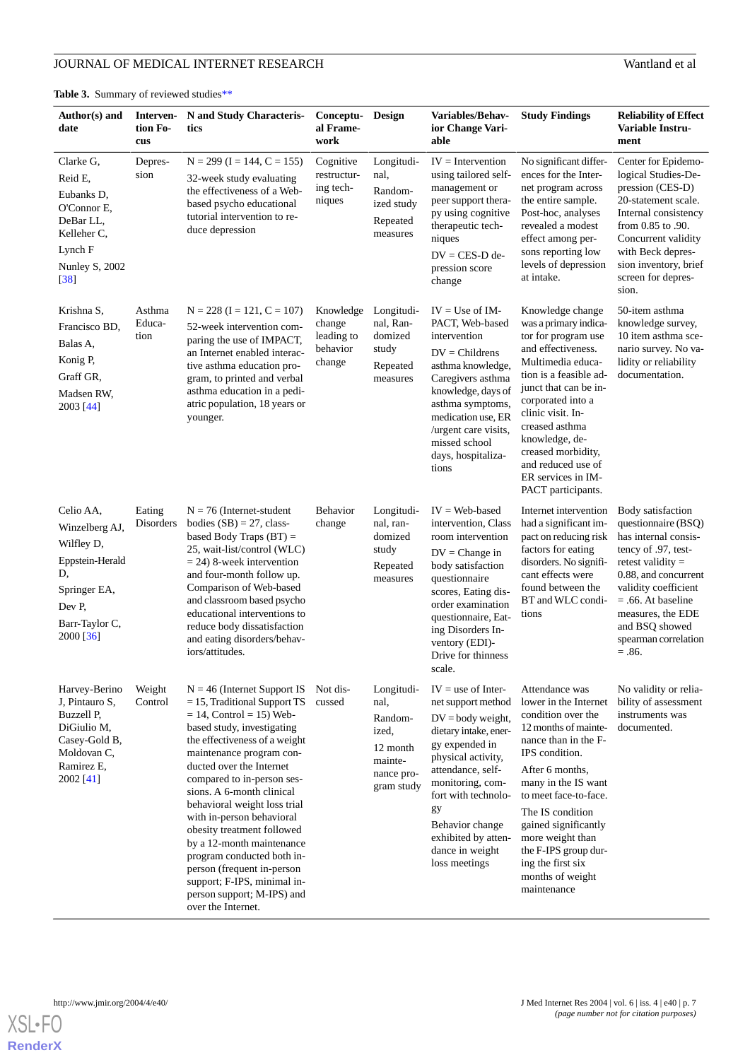**Table 3.** Summary of reviewed studies**

| Author(s) and date | Intervention Focus | N and Study Characteristics | Conceptual Framework | Design | Variables/Behavior Change Variable | Study Findings | Reliability of Effect Variable Instrument |
|---|---|---|---|---|---|---|---|
| Clarke G, Reid E, Eubanks D, O'Connor E, DeBar LL, Kelleher C, Lynch F Nunley S, 2002 [38] | Depression | N = 299 (I = 144, C = 155) 32-week study evaluating the effectiveness of a Web-based psycho educational tutorial intervention to reduce depression | Cognitive restructuring techniques | Longitudinal, Randomized study Repeated measures | IV = Intervention using tailored self-management or peer support therapy using cognitive therapeutic techniques DV = CES-D depression score change | No significant differences for the Internet program across the entire sample. Post-hoc, analyses revealed a modest effect among persons reporting low levels of depression at intake. | Center for Epidemological Studies-Depression (CES-D) 20-statement scale. Internal consistency from 0.85 to .90. Concurrent validity with Beck depression inventory, brief screen for depression. |
| Krishna S, Francisco BD, Balas A, Konig P, Graff GR, Madsen RW, 2003 [44] | Asthma Education | N = 228 (I = 121, C = 107) 52-week intervention comparing the use of IMPACT, an Internet enabled interactive asthma education program, to printed and verbal asthma education in a pediatric population, 18 years or younger. | Knowledge change leading to behavior change | Longitudinal, Randomized study Repeated measures | IV = Use of IMPACT, Web-based intervention DV = Childrens asthma knowledge, Caregivers asthma knowledge, days of asthma symptoms, medication use, ER /urgent care visits, missed school days, hospitalizations | Knowledge change was a primary indicator for program use and effectiveness. Multimedia education is a feasible adjunct that can be incorporated into a clinic visit. Increased asthma knowledge, decreased morbidity, and reduced use of ER services in IMPACT participants. | 50-item asthma knowledge survey, 10 item asthma scenario survey. No validity or reliability documentation. |
| Celio AA, Winzelberg AJ, Wilfley D, Eppstein-Herald D, Springer EA, Dev P, Barr-Taylor C, 2000 [36] | Eating Disorders | N = 76 (Internet-student bodies (SB) = 27, class-based Body Traps (BT) = 25, wait-list/control (WLC) = 24) 8-week intervention and four-month follow up. Comparison of Web-based and classroom based psycho educational interventions to reduce body dissatisfaction and eating disorders/behaviors/attitudes. | Behavior change | Longitudinal, randomized study Repeated measures | IV = Web-based intervention, Class room intervention DV = Change in body satisfaction questionnaire scores, Eating disorder examination questionnaire, Eating Disorders Inventory (EDI)-Drive for thinness scale. | Internet intervention had a significant impact on reducing risk factors for eating disorders. No significant effects were found between the BT and WLC conditions | Body satisfaction questionnaire (BSQ) has internal consistency of .97, test-retest validity = 0.88, and concurrent validity coefficient = .66. At baseline measures, the EDE and BSQ showed spearman correlation = .86. |
| Harvey-Berino J, Pintauro S, Buzzell P, DiGiulio M, Casey-Gold B, Moldovan C, Ramirez E, 2002 [41] | Weight Control | N = 46 (Internet Support IS = 15, Traditional Support TS = 14, Control = 15) Web-based study, investigating the effectiveness of a weight maintenance program conducted over the Internet compared to in-person sessions. A 6-month clinical behavioral weight loss trial with in-person behavioral obesity treatment followed by a 12-month maintenance program conducted both in-person (frequent in-person support; F-IPS, minimal in-person support; M-IPS) and over the Internet. | Not discussed | Longitudinal, Randomized, 12 month maintenance program study | IV = use of Internet support method DV = body weight, dietary intake, energy expended in physical activity, attendance, self-monitoring, comfort with technology Behavior change exhibited by attendance in weight loss meetings | Attendance was lower in the Internet condition over the 12 months of maintenance than in the F-IPS condition. After 6 months, many in the IS want to meet face-to-face. The IS condition gained significantly more weight than the F-IPS group during the first six months of weight maintenance | No validity or reliability of assessment instruments was documented. |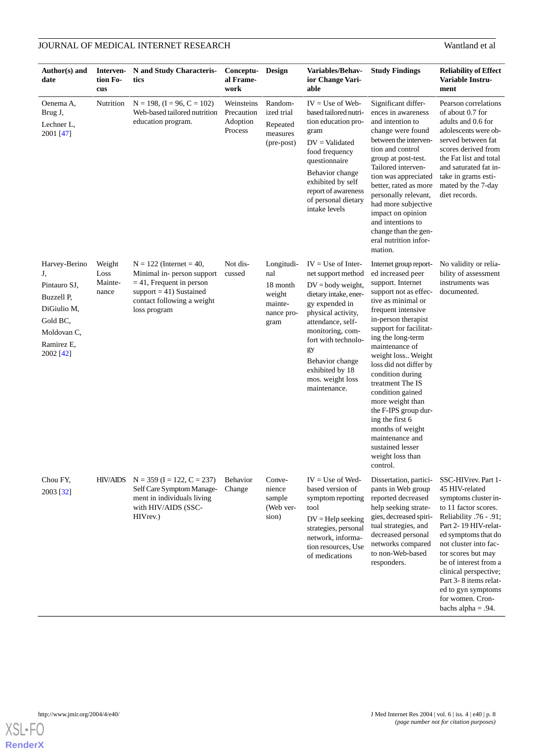| Author(s) and date | Intervention Focus | N and Study Characteristics | Conceptual Framework | Design | Variables/Behavior Change Variable | Study Findings | Reliability of Effect Variable Instrument |
| --- | --- | --- | --- | --- | --- | --- | --- |
| Oenema A, Brug J, Lechner L, 2001 [47] | Nutrition | N = 198, (I = 96, C = 102) Web-based tailored nutrition education program. | Weinsteins Precaution Adoption Process | Randomized trial Repeated measures (pre-post) | IV = Use of Web-based tailored nutrition education program DV = Validated food frequency questionnaire Behavior change exhibited by self report of awareness of personal dietary intake levels | Significant differences in awareness and intention to change were found between the intervention and control group at post-test. Tailored intervention was appreciated better, rated as more personally relevant, had more subjective impact on opinion and intentions to change than the general nutrition information. | Pearson correlations of about 0.7 for adults and 0.6 for adolescents were observed between fat scores derived from the Fat list and total and saturated fat intake in grams estimated by the 7-day diet records. |
| Harvey-Berino J, Pintauro SJ, Buzzell P, DiGiulio M, Gold BC, Moldovan C, Ramirez E, 2002 [42] | Weight Loss Maintenance | N = 122 (Internet = 40, Minimal in- person support = 41, Frequent in person support = 41) Sustained contact following a weight loss program | Not discussed | Longitudinal 18 month weight maintenance program | IV = Use of Internet support method DV = body weight, dietary intake, energy expended in physical activity, attendance, self-monitoring, comfort with technology Behavior change exhibited by 18 mos. weight loss maintenance. | Internet group reported increased peer support. Internet support not as effective as minimal or frequent intensive in-person therapist support for facilitating the long-term maintenance of weight loss.. Weight loss did not differ by condition during treatment The IS condition gained more weight than the F-IPS group during the first 6 months of weight maintenance and sustained lesser weight loss than control. | No validity or reliability of assessment instruments was documented. |
| Chou FY, 2003 [32] | HIV/AIDS | N = 359 (I = 122, C = 237) Self Care Symptom Management for individuals living with HIV/AIDS (SSC-HIVrev.) | Behavior Change | Convenience sample (Web version) | IV = Use of Wed-based version of symptom reporting tool DV = Help seeking strategies, personal network, information resources, Use of medications | Dissertation, participants in Web group reported decreased help seeking strategies, decreased spiritual strategies, and decreased personal networks compared to non-Web-based responders. | SSC-HIVrev. Part 1- 45 HIV-related symptoms cluster into 11 factor scores. Reliability .76 - .91; Part 2- 19 HIV-related symptoms that do not cluster into factor scores but may be of interest from a clinical perspective; Part 3- 8 items related to gyn symptoms for women. Cronbachs alpha = .94. |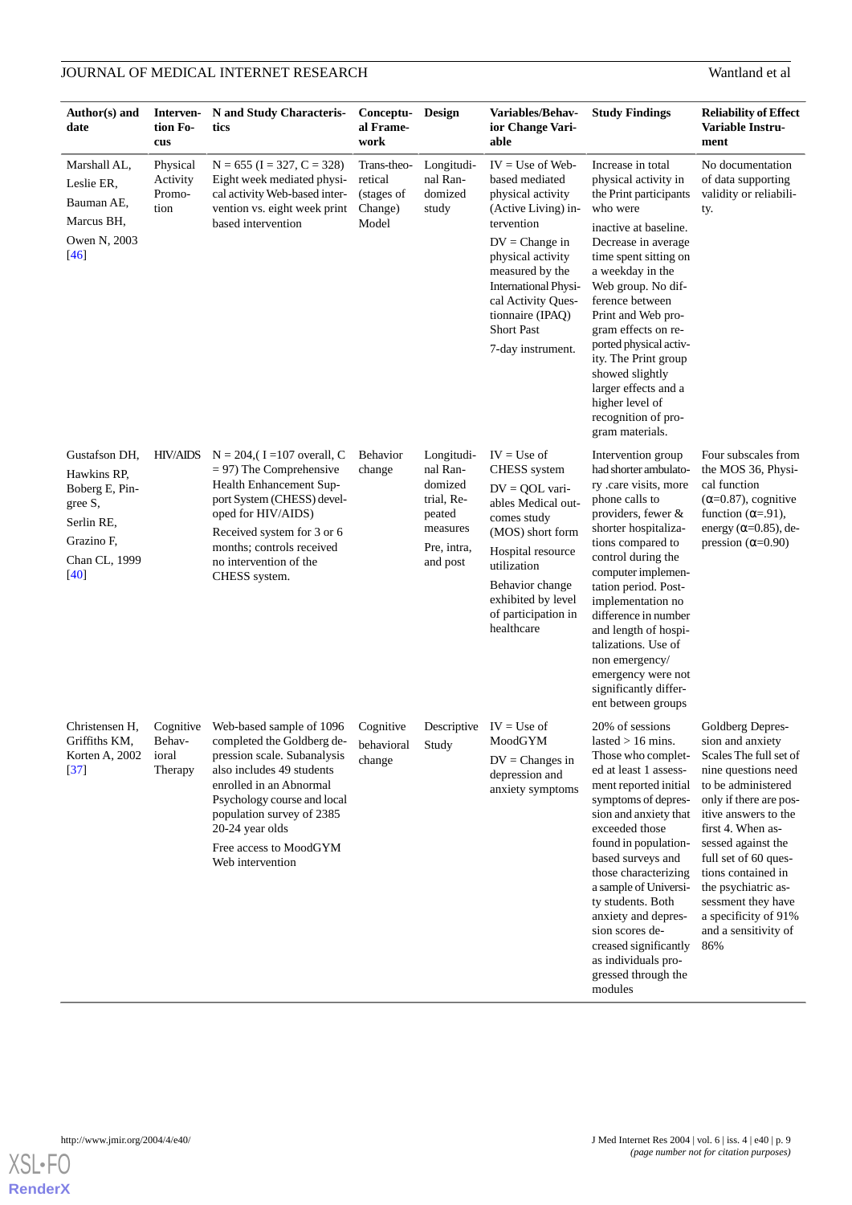| Author(s) and date | Intervention Focus | N and Study Characteristics | Conceptual Framework | Design | Variables/Behavior Change Variable | Study Findings | Reliability of Effect Variable Instrument |
|---|---|---|---|---|---|---|---|
| Marshall AL, Leslie ER, Bauman AE, Marcus BH, Owen N, 2003 [46] | Physical Activity Promotion | N = 655 (I = 327, C = 328) Eight week mediated physical activity Web-based intervention vs. eight week print based intervention | Trans-theoretical (stages of Change) Model | Longitudinal Randomized study | IV = Use of Web-based mediated physical activity (Active Living) intervention<br>DV = Change in physical activity measured by the International Physical Activity Questionnaire (IPAQ) Short Past<br>7-day instrument. | Increase in total physical activity in the Print participants who were inactive at baseline. Decrease in average time spent sitting on a weekday in the Web group. No difference between Print and Web program effects on reported physical activity. The Print group showed slightly larger effects and a higher level of recognition of program materials. | No documentation of data supporting validity or reliability. |
| Gustafson DH, Hawkins RP, Boberg E, Pingree S, Serlin RE, Grazino F, Chan CL, 1999 [40] | HIV/AIDS | N = 204,( I =107 overall, C = 97) The Comprehensive Health Enhancement Support System (CHESS) developed for HIV/AIDS)<br>Received system for 3 or 6 months; controls received no intervention of the CHESS system. | Behavior change | Longitudinal Randomized trial, Repeated measures<br>Pre, intra, and post | IV = Use of CHESS system<br>DV = QOL variables Medical outcomes study (MOS) short form<br>Hospital resource utilization<br>Behavior change exhibited by level of participation in healthcare | Intervention group had shorter ambulatory .care visits, more phone calls to providers, fewer & shorter hospitalizations compared to control during the computer implementation period. Post-implementation no difference in number and length of hospitalizations. Use of non emergency/ emergency were not significantly different between groups | Four subscales from the MOS 36, Physical function (α=0.87), cognitive function (α=.91), energy (α=0.85), depression (α=0.90) |
| Christensen H, Griffiths KM, Korten A, 2002 [37] | Cognitive Behavioral Therapy | Web-based sample of 1096 completed the Goldberg depression scale. Subanalysis also includes 49 students enrolled in an Abnormal Psychology course and local population survey of 2385 20-24 year olds<br>Free access to MoodGYM Web intervention | Cognitive behavioral change | Descriptive Study | IV = Use of MoodGYM<br>DV = Changes in depression and anxiety symptoms | 20% of sessions lasted > 16 mins. Those who completed at least 1 assessment reported initial symptoms of depression and anxiety that exceeded those found in population-based surveys and those characterizing a sample of University students. Both anxiety and depression scores decreased significantly as individuals progressed through the modules | Goldberg Depression and anxiety Scales The full set of nine questions need to be administered only if there are positive answers to the first 4. When assessed against the full set of 60 questions contained in the psychiatric assessment they have a specificity of 91% and a sensitivity of 86% |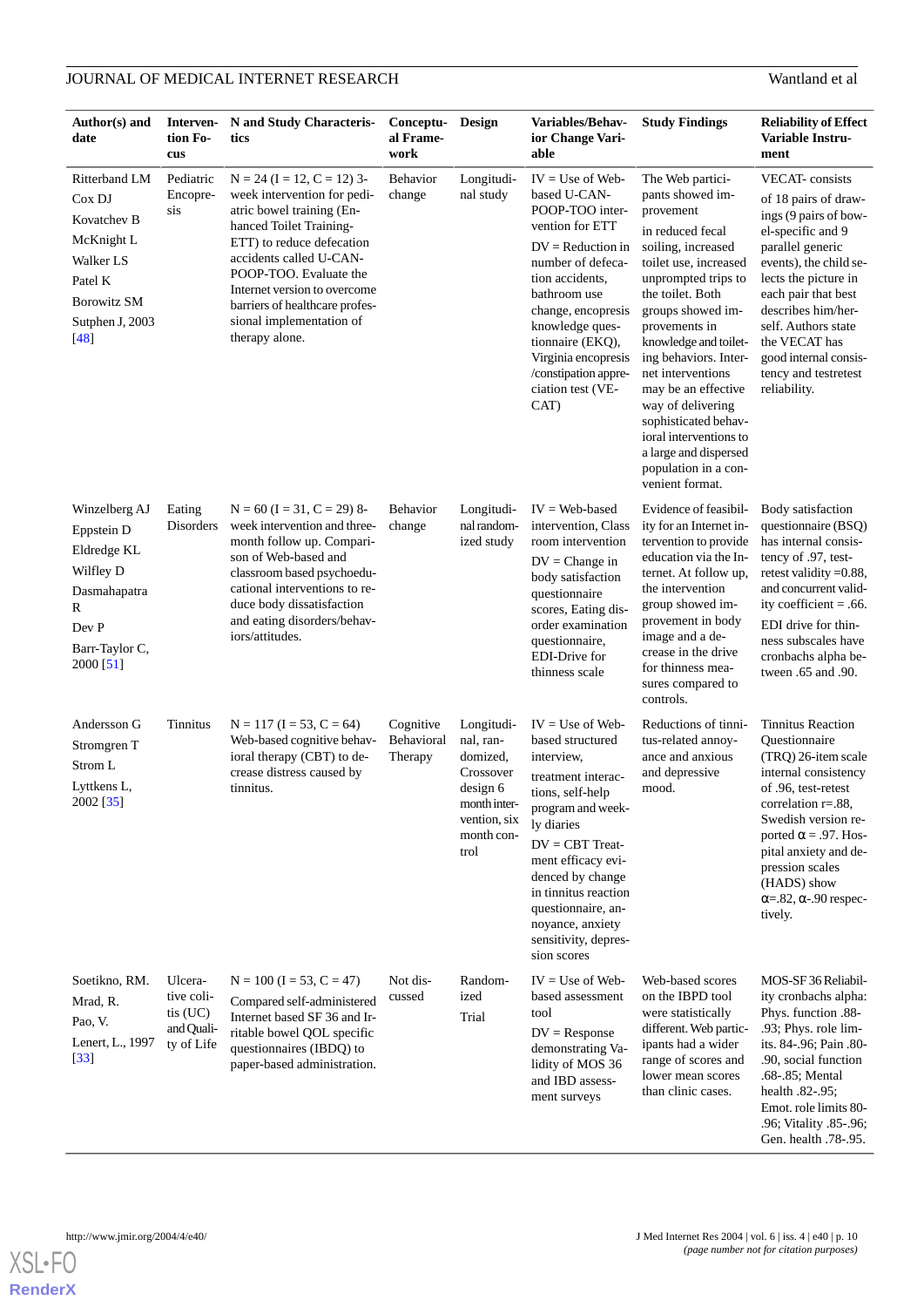| Author(s) and date | Intervention Focus | N and Study Characteristics | Conceptual Framework | Design | Variables/Behavior Change Variable | Study Findings | Reliability of Effect Variable Instrument |
|---|---|---|---|---|---|---|---|
| Ritterband LM<br>Cox DJ<br>Kovatchev B<br>McKnight L<br>Walker LS<br>Patel K<br>Borowitz SM<br>Sutphen J, 2003 [48] | Pediatric Encopresis | N = 24 (I = 12, C = 12) 3-week intervention for pediatric bowel training (Enhanced Toilet Training-ETT) to reduce defecation accidents called U-CAN-POOP-TOO. Evaluate the Internet version to overcome barriers of healthcare professional implementation of therapy alone. | Behavior change | Longitudinal study | IV = Use of Web-based U-CAN-POOP-TOO intervention for ETT<br>DV = Reduction in number of defecation accidents, bathroom use change, encopresis knowledge questionnaire (EKQ), Virginia encopresis /constipation appreciation test (VE-CAT) | The Web participants showed improvement<br>in reduced fecal soiling, increased toilet use, increased unprompted trips to the toilet. Both groups showed improvements in knowledge and toileting behaviors. Internet interventions may be an effective way of delivering sophisticated behavioral interventions to a large and dispersed population in a convenient format. | VECAT- consists<br>of 18 pairs of drawings (9 pairs of bowel-specific and 9 parallel generic events), the child selects the picture in each pair that best describes him/herself. Authors state the VECAT has good internal consistency and testretest reliability. |
| Winzelberg AJ<br>Eppstein D<br>Eldredge KL<br>Wilfley D<br>Dasmahapatra R<br>Dev P<br>Barr-Taylor C, 2000 [51] | Eating Disorders | N = 60 (I = 31, C = 29) 8-week intervention and three-month follow up. Comparison of Web-based and classroom based psychoeducational interventions to reduce body dissatisfaction and eating disorders/behaviors/attitudes. | Behavior change | Longitudinal randomized study | IV = Web-based intervention, Class room intervention<br>DV = Change in body satisfaction questionnaire scores, Eating disorder examination questionnaire, EDI-Drive for thinness scale | Evidence of feasibility for an Internet intervention to provide education via the Internet. At follow up, the intervention group showed improvement in body image and a decrease in the drive for thinness measures compared to controls. | Body satisfaction questionnaire (BSQ) has internal consistency of .97, test-retest validity =0.88, and concurrent validity coefficient = .66.<br>EDI drive for thinness subscales have cronbachs alpha between .65 and .90. |
| Andersson G<br>Stromgren T<br>Strom L<br>Lyttkens L, 2002 [35] | Tinnitus | N = 117 (I = 53, C = 64) Web-based cognitive behavioral therapy (CBT) to decrease distress caused by tinnitus. | Cognitive Behavioral Therapy | Longitudinal, randomized, Crossover design 6 month intervention, six month control | IV = Use of Web-based structured interview,<br>treatment interactions, self-help program and weekly diaries<br>DV = CBT Treatment efficacy evidenced by change in tinnitus reaction questionnaire, annoyance, anxiety sensitivity, depression scores | Reductions of tinnitus-related annoyance and anxious and depressive mood. | Tinnitus Reaction Questionnaire (TRQ) 26-item scale internal consistency of .96, test-retest correlation r=.88, Swedish version reported α = .97. Hospital anxiety and depression scales (HADS) show α=.82, α-.90 respectively. |
| Soetikno, RM.<br>Mrad, R.<br>Pao, V.<br>Lenert, L., 1997 [33] | Ulcerative colitis (UC) and Quality of Life | N = 100 (I = 53, C = 47)<br>Compared self-administered Internet based SF 36 and Irritable bowel QOL specific questionnaires (IBDQ) to paper-based administration. | Not discussed | Randomized<br>Trial | IV = Use of Web-based assessment tool<br>DV = Response demonstrating Validity of MOS 36 and IBD assessment surveys | Web-based scores on the IBPD tool were statistically different. Web participants had a wider range of scores and lower mean scores than clinic cases. | MOS-SF 36 Reliability cronbachs alpha: Phys. function .88-.93; Phys. role limits. 84-.96; Pain .80-.90, social function .68-.85; Mental health .82-.95; Emot. role limits 80-.96; Vitality .85-.96; Gen. health .78-.95. |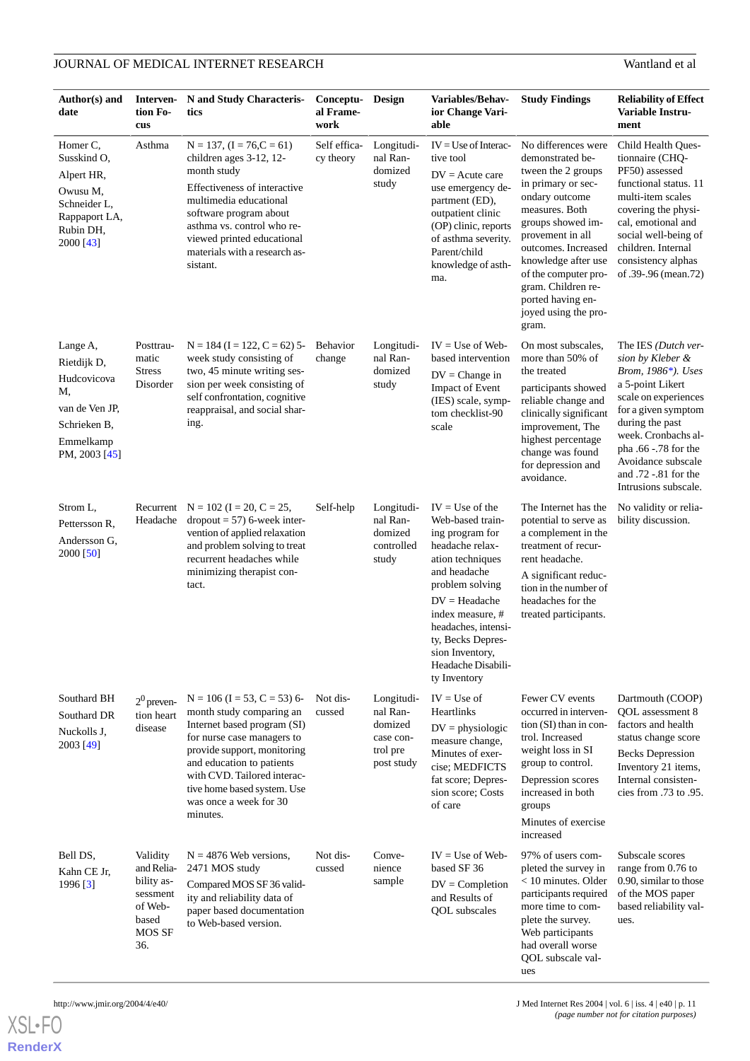| Author(s) and date | Intervention Focus | N and Study Characteristics | Conceptual Framework | Design | Variables/Behavior Change Variable | Study Findings | Reliability of Effect Variable Instrument |
|---|---|---|---|---|---|---|---|
| Homer C, Susskind O, Alpert HR, Owusu M, Schneider L, Rappaport LA, Rubin DH, 2000 [43] | Asthma | N = 137, (I = 76,C = 61) children ages 3-12, 12-month study<br>Effectiveness of interactive multimedia educational software program about asthma vs. control who reviewed printed educational materials with a research assistant. | Self efficacy theory | Longitudinal Randomized study | IV = Use of Interactive tool<br>DV = Acute care use emergency department (ED), outpatient clinic (OP) clinic, reports of asthma severity. Parent/child knowledge of asthma. | No differences were demonstrated between the 2 groups in primary or secondary outcome measures. Both groups showed improvement in all outcomes. Increased knowledge after use of the computer program. Children reported having enjoyed using the program. | Child Health Questionnaire (CHQ-PF50) assessed functional status. 11 multi-item scales covering the physical, emotional and social well-being of children. Internal consistency alphas of .39-.96 (mean.72) |
| Lange A, Rietdijk D, Hudcovicova M, van de Ven JP, Schrieken B, Emmelkamp PM, 2003 [45] | Posttraumatic Stress Disorder | N = 184 (I = 122, C = 62) 5-week study consisting of two, 45 minute writing session per week consisting of self confrontation, cognitive reappraisal, and social sharing. | Behavior change | Longitudinal Randomized study | IV = Use of Web-based intervention<br>DV = Change in Impact of Event (IES) scale, symptom checklist-90 scale | On most subscales, more than 50% of the treated<br>participants showed reliable change and clinically significant improvement, The highest percentage change was found for depression and avoidance. | The IES *(Dutch version by Kleber & Brom, 1986*). Uses* a 5-point Likert scale on experiences for a given symptom during the past week. Cronbachs alpha .66 -.78 for the Avoidance subscale and .72 -.81 for the Intrusions subscale. |
| Strom L, Pettersson R, Andersson G, 2000 [50] | Recurrent Headache | N = 102 (I = 20, C = 25, dropout = 57) 6-week intervention of applied relaxation and problem solving to treat recurrent headaches while minimizing therapist contact. | Self-help | Longitudinal Randomized controlled study | IV = Use of the Web-based training program for headache relaxation techniques and headache problem solving<br>DV = Headache index measure, # headaches, intensity, Becks Depression Inventory, Headache Disability Inventory | The Internet has the potential to serve as a complement in the treatment of recurrent headache.<br>A significant reduction in the number of headaches for the treated participants. | No validity or reliability discussion. |
| Southard BH Southard DR Nuckolls J, 2003 [49] | $2^0$ prevention heart disease | N = 106 (I = 53, C = 53) 6-month study comparing an Internet based program (SI) for nurse case managers to provide support, monitoring and education to patients with CVD. Tailored interactive home based system. Use was once a week for 30 minutes. | Not discussed | Longitudinal Randomized case control pre post study | IV = Use of Heartlinks<br>DV = physiologic measure change, Minutes of exercise; MEDFICTS fat score; Depression score; Costs of care | Fewer CV events occurred in intervention (SI) than in control. Increased weight loss in SI group to control.<br>Depression scores increased in both groups<br>Minutes of exercise increased | Dartmouth (COOP) QOL assessment 8 factors and health status change score<br>Becks Depression Inventory 21 items, Internal consistencies from .73 to .95. |
| Bell DS, Kahn CE Jr, 1996 [3] | Validity and Reliability assessment of Web-based MOS SF 36. | N = 4876 Web versions, 2471 MOS study<br>Compared MOS SF 36 validity and reliability data of paper based documentation to Web-based version. | Not discussed | Convenience sample | IV = Use of Web-based SF 36<br>DV = Completion and Results of QOL subscales | 97% of users completed the survey in < 10 minutes. Older participants required more time to complete the survey. Web participants had overall worse QOL subscale values | Subscale scores range from 0.76 to 0.90, similar to those of the MOS paper based reliability values. |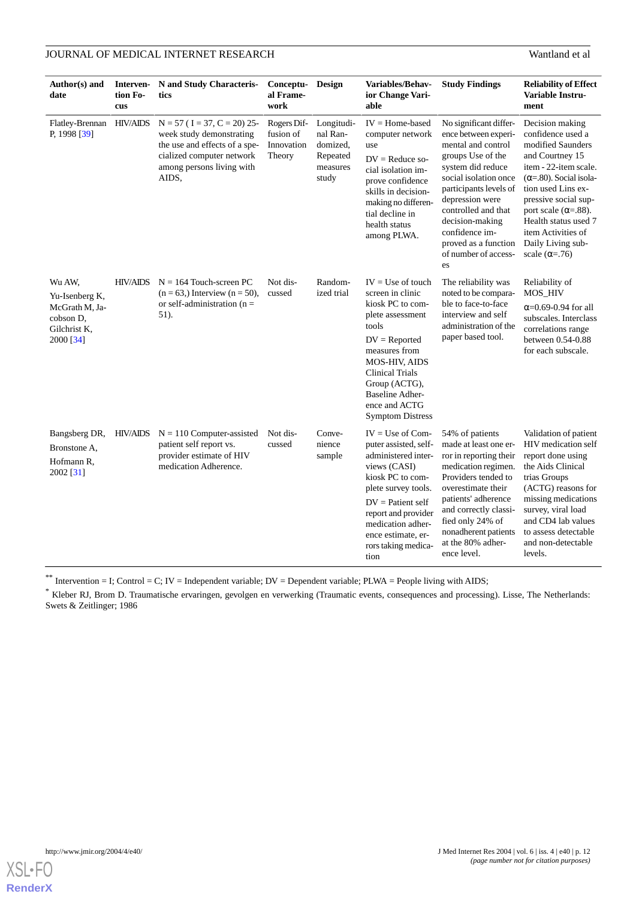| Author(s) and date | Intervention Focus | N and Study Characteristics | Conceptual Framework | Design | Variables/Behavior Change Variable | Study Findings | Reliability of Effect Variable Instrument |
|---|---|---|---|---|---|---|---|
| Flatley-Brennan P, 1998 [39] | HIV/AIDS | N = 57 ( I = 37, C = 20) 25-week study demonstrating the use and effects of a specialized computer network among persons living with AIDS, | Rogers Diffusion of Innovation Theory | Longitudinal Randomized, Repeated measures study | IV = Home-based computer network use<br>DV = Reduce social isolation improve confidence skills in decision-making no differential decline in health status among PLWA. | No significant difference between experimental and control groups Use of the system did reduce social isolation once participants levels of depression were controlled and that decision-making confidence improved as a function of number of accesses | Decision making confidence used a modified Saunders and Courtney 15 item - 22-item scale. (α=.80). Social isolation used Lins expressive social support scale (α=.88). Health status used 7 item Activities of Daily Living subscale (α=.76) |
| Wu AW, Yu-Isenberg K, McGrath M, Jacobson D, Gilchrist K, 2000 [34] | HIV/AIDS | N = 164 Touch-screen PC (n = 63,) Interview (n = 50), or self-administration (n = 51). | Not discussed | Randomized trial | IV = Use of touch screen in clinic kiosk PC to complete assessment tools<br>DV = Reported measures from MOS-HIV, AIDS Clinical Trials Group (ACTG), Baseline Adherence and ACTG Symptom Distress | The reliability was noted to be comparable to face-to-face interview and self administration of the paper based tool. | Reliability of MOS_HIV<br>α=0.69-0.94 for all subscales. Interclass correlations range between 0.54-0.88 for each subscale. |
| Bangsberg DR, Bronstone A, Hofmann R, 2002 [31] | HIV/AIDS | N = 110 Computer-assisted patient self report vs. provider estimate of HIV medication Adherence. | Not discussed | Convenience sample | IV = Use of Computer assisted, self-administered interviews (CASI) kiosk PC to complete survey tools.<br>DV = Patient self report and provider medication adherence estimate, errors taking medication | 54% of patients made at least one error in reporting their medication regimen. Providers tended to overestimate their patients' adherence and correctly classified only 24% of nonadherent patients at the 80% adherence level. | Validation of patient HIV medication self report done using the Aids Clinical trias Groups (ACTG) reasons for missing medications survey, viral load and CD4 lab values to assess detectable and non-detectable levels. |

** Intervention = I; Control = C; IV = Independent variable; DV = Dependent variable; PLWA = People living with AIDS;

* Kleber RJ, Brom D. Traumatische ervaringen, gevolgen en verwerking (Traumatic events, consequences and processing). Lisse, The Netherlands: Swets & Zeitlinger; 1986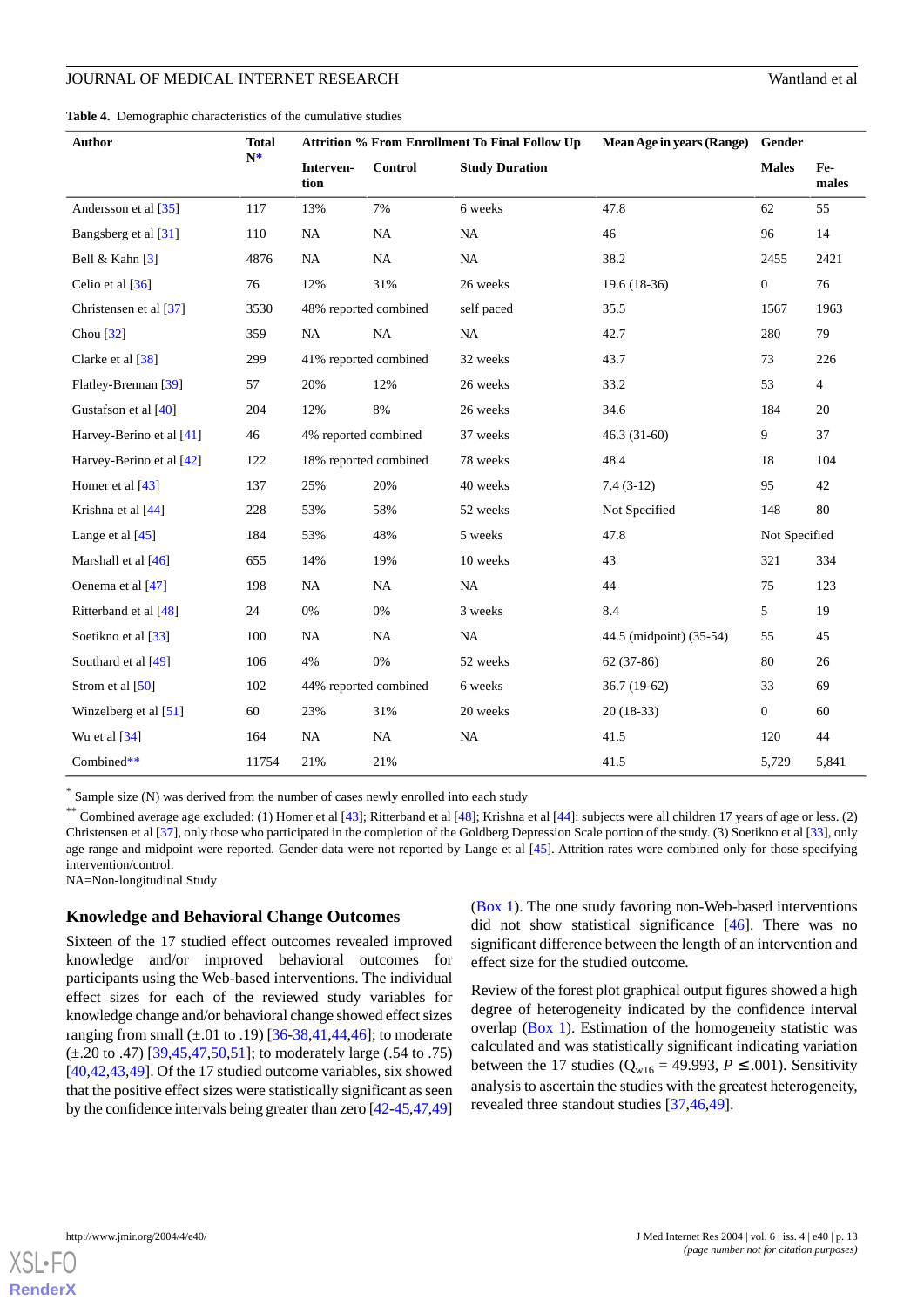**Table 4.** Demographic characteristics of the cumulative studies

| Author | Total N* | Attrition % From Enrollment To Final Follow Up | | | Mean Age in years (Range) | Gender | |
|---|---|---|---|---|---|---|---|
| | | Intervention | Control | Study Duration | | Males | Females |
| Andersson et al [35] | 117 | 13% | 7% | 6 weeks | 47.8 | 62 | 55 |
| Bangsberg et al [31] | 110 | NA | NA | NA | 46 | 96 | 14 |
| Bell & Kahn [3] | 4876 | NA | NA | NA | 38.2 | 2455 | 2421 |
| Celio et al [36] | 76 | 12% | 31% | 26 weeks | 19.6 (18-36) | 0 | 76 |
| Christensen et al [37] | 3530 | 48% reported combined | | self paced | 35.5 | 1567 | 1963 |
| Chou [32] | 359 | NA | NA | NA | 42.7 | 280 | 79 |
| Clarke et al [38] | 299 | 41% reported combined | | 32 weeks | 43.7 | 73 | 226 |
| Flatley-Brennan [39] | 57 | 20% | 12% | 26 weeks | 33.2 | 53 | 4 |
| Gustafson et al [40] | 204 | 12% | 8% | 26 weeks | 34.6 | 184 | 20 |
| Harvey-Berino et al [41] | 46 | 4% reported combined | | 37 weeks | 46.3 (31-60) | 9 | 37 |
| Harvey-Berino et al [42] | 122 | 18% reported combined | | 78 weeks | 48.4 | 18 | 104 |
| Homer et al [43] | 137 | 25% | 20% | 40 weeks | 7.4 (3-12) | 95 | 42 |
| Krishna et al [44] | 228 | 53% | 58% | 52 weeks | Not Specified | 148 | 80 |
| Lange et al [45] | 184 | 53% | 48% | 5 weeks | 47.8 | Not Specified | |
| Marshall et al [46] | 655 | 14% | 19% | 10 weeks | 43 | 321 | 334 |
| Oenema et al [47] | 198 | NA | NA | NA | 44 | 75 | 123 |
| Ritterband et al [48] | 24 | 0% | 0% | 3 weeks | 8.4 | 5 | 19 |
| Soetikno et al [33] | 100 | NA | NA | NA | 44.5 (midpoint) (35-54) | 55 | 45 |
| Southard et al [49] | 106 | 4% | 0% | 52 weeks | 62 (37-86) | 80 | 26 |
| Strom et al [50] | 102 | 44% reported combined | | 6 weeks | 36.7 (19-62) | 33 | 69 |
| Winzelberg et al [51] | 60 | 23% | 31% | 20 weeks | 20 (18-33) | 0 | 60 |
| Wu et al [34] | 164 | NA | NA | NA | 41.5 | 120 | 44 |
| Combined** | 11754 | 21% | 21% | | 41.5 | 5,729 | 5,841 |

* Sample size (N) was derived from the number of cases newly enrolled into each study

** Combined average age excluded: (1) Homer et al [43]; Ritterband et al [48]; Krishna et al [44]: subjects were all children 17 years of age or less. (2) Christensen et al [37], only those who participated in the completion of the Goldberg Depression Scale portion of the study. (3) Soetikno et al [33], only age range and midpoint were reported. Gender data were not reported by Lange et al [45]. Attrition rates were combined only for those specifying intervention/control.

NA=Non-longitudinal Study

## Knowledge and Behavioral Change Outcomes

Sixteen of the 17 studied effect outcomes revealed improved knowledge and/or improved behavioral outcomes for participants using the Web-based interventions. The individual effect sizes for each of the reviewed study variables for knowledge change and/or behavioral change showed effect sizes ranging from small (±.01 to .19) [36-38,41,44,46]; to moderate (±.20 to .47) [39,45,47,50,51]; to moderately large (.54 to .75) [40,42,43,49]. Of the 17 studied outcome variables, six showed that the positive effect sizes were statistically significant as seen by the confidence intervals being greater than zero [42-45,47,49] (Box 1). The one study favoring non-Web-based interventions did not show statistical significance [46]. There was no significant difference between the length of an intervention and effect size for the studied outcome.

Review of the forest plot graphical output figures showed a high degree of heterogeneity indicated by the confidence interval overlap (Box 1). Estimation of the homogeneity statistic was calculated and was statistically significant indicating variation between the 17 studies ($Q_{w16}$ = 49.993, $P \leq .001$). Sensitivity analysis to ascertain the studies with the greatest heterogeneity, revealed three standout studies [37,46,49].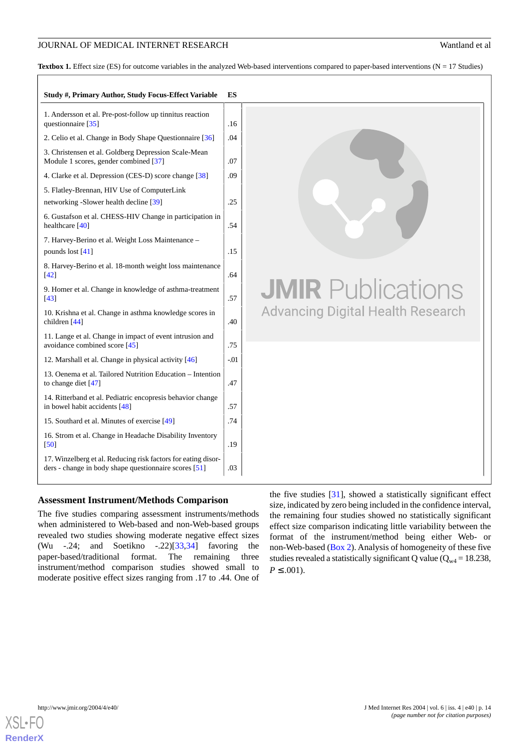**Textbox 1.** Effect size (ES) for outcome variables in the analyzed Web-based interventions compared to paper-based interventions (N = 17 Studies)

| Study #, Primary Author, Study Focus-Effect Variable | ES |
|---|---|
| 1. Andersson et al. Pre-post-follow up tinnitus reaction questionnaire [35] | .16 |
| 2. Celio et al. Change in Body Shape Questionnaire [36] | .04 |
| 3. Christensen et al. Goldberg Depression Scale-Mean Module 1 scores, gender combined [37] | .07 |
| 4. Clarke et al. Depression (CES-D) score change [38] | .09 |
| 5. Flatley-Brennan, HIV Use of ComputerLink networking -Slower health decline [39] | .25 |
| 6. Gustafson et al. CHESS-HIV Change in participation in healthcare [40] | .54 |
| 7. Harvey-Berino et al. Weight Loss Maintenance – pounds lost [41] | .15 |
| 8. Harvey-Berino et al. 18-month weight loss maintenance [42] | .64 |
| 9. Homer et al. Change in knowledge of asthma-treatment [43] | .57 |
| 10. Krishna et al. Change in asthma knowledge scores in children [44] | .40 |
| 11. Lange et al. Change in impact of event intrusion and avoidance combined score [45] | .75 |
| 12. Marshall et al. Change in physical activity [46] | -.01 |
| 13. Oenema et al. Tailored Nutrition Education – Intention to change diet [47] | .47 |
| 14. Ritterband et al. Pediatric encopresis behavior change in bowel habit accidents [48] | .57 |
| 15. Southard et al. Minutes of exercise [49] | .74 |
| 16. Strom et al. Change in Headache Disability Inventory [50] | .19 |
| 17. Winzelberg et al. Reducing risk factors for eating disorders - change in body shape questionnaire scores [51] | .03 |

### Assessment Instrument/Methods Comparison

The five studies comparing assessment instruments/methods when administered to Web-based and non-Web-based groups revealed two studies showing moderate negative effect sizes (Wu -.24; and Soetikno -.22)[33,34] favoring the paper-based/traditional format. The remaining three instrument/method comparison studies showed small to moderate positive effect sizes ranging from .17 to .44. One of the five studies [31], showed a statistically significant effect size, indicated by zero being included in the confidence interval, the remaining four studies showed no statistically significant effect size comparison indicating little variability between the format of the instrument/method being either Web- or non-Web-based (Box 2). Analysis of homogeneity of these five studies revealed a statistically significant Q value ($Q_{w4}$ = 18.238, $P \leq .001$).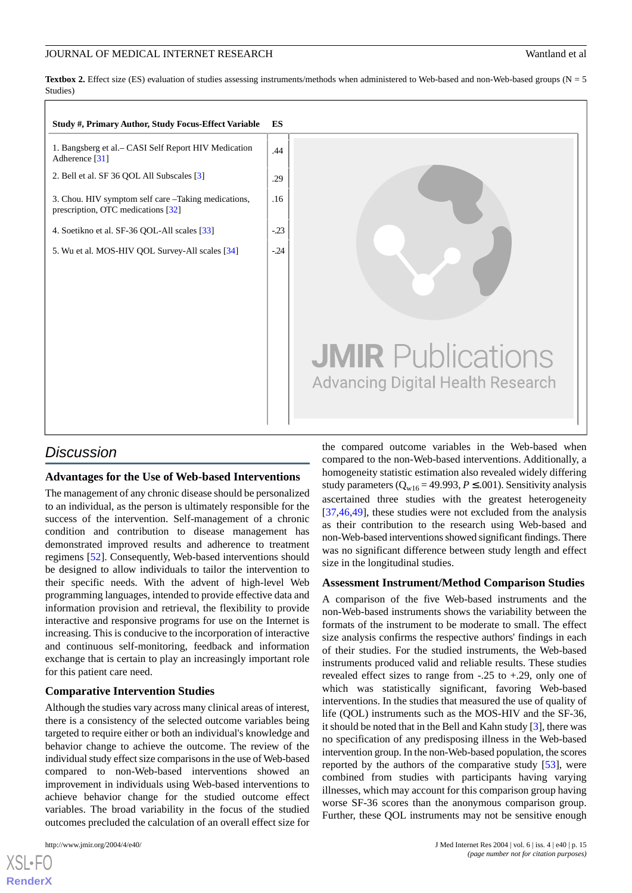**Textbox 2.** Effect size (ES) evaluation of studies assessing instruments/methods when administered to Web-based and non-Web-based groups (N = 5 Studies)

| Study #, Primary Author, Study Focus-Effect Variable | ES |
| --- | --- |
| 1. Bangsberg et al.– CASI Self Report HIV Medication Adherence [31] | .44 |
| 2. Bell et al. SF 36 QOL All Subscales [3] | .29 |
| 3. Chou. HIV symptom self care –Taking medications, prescription, OTC medications [32] | .16 |
| 4. Soetikno et al. SF-36 QOL-All scales [33] | -.23 |
| 5. Wu et al. MOS-HIV QOL Survey-All scales [34] | -.24 |

## Discussion

### Advantages for the Use of Web-based Interventions

The management of any chronic disease should be personalized to an individual, as the person is ultimately responsible for the success of the intervention. Self-management of a chronic condition and contribution to disease management has demonstrated improved results and adherence to treatment regimens [52]. Consequently, Web-based interventions should be designed to allow individuals to tailor the intervention to their specific needs. With the advent of high-level Web programming languages, intended to provide effective data and information provision and retrieval, the flexibility to provide interactive and responsive programs for use on the Internet is increasing. This is conducive to the incorporation of interactive and continuous self-monitoring, feedback and information exchange that is certain to play an increasingly important role for this patient care need.

### Comparative Intervention Studies

Although the studies vary across many clinical areas of interest, there is a consistency of the selected outcome variables being targeted to require either or both an individual's knowledge and behavior change to achieve the outcome. The review of the individual study effect size comparisons in the use of Web-based compared to non-Web-based interventions showed an improvement in individuals using Web-based interventions to achieve behavior change for the studied outcome effect variables. The broad variability in the focus of the studied outcomes precluded the calculation of an overall effect size for the compared outcome variables in the Web-based when compared to the non-Web-based interventions. Additionally, a homogeneity statistic estimation also revealed widely differing study parameters ($Q_{w16}$ = 49.993, $P \leq$.001). Sensitivity analysis ascertained three studies with the greatest heterogeneity [37,46,49], these studies were not excluded from the analysis as their contribution to the research using Web-based and non-Web-based interventions showed significant findings. There was no significant difference between study length and effect size in the longitudinal studies.

### Assessment Instrument/Method Comparison Studies

A comparison of the five Web-based instruments and the non-Web-based instruments shows the variability between the formats of the instrument to be moderate to small. The effect size analysis confirms the respective authors' findings in each of their studies. For the studied instruments, the Web-based instruments produced valid and reliable results. These studies revealed effect sizes to range from -.25 to +.29, only one of which was statistically significant, favoring Web-based interventions. In the studies that measured the use of quality of life (QOL) instruments such as the MOS-HIV and the SF-36, it should be noted that in the Bell and Kahn study [3], there was no specification of any predisposing illness in the Web-based intervention group. In the non-Web-based population, the scores reported by the authors of the comparative study [53], were combined from studies with participants having varying illnesses, which may account for this comparison group having worse SF-36 scores than the anonymous comparison group. Further, these QOL instruments may not be sensitive enough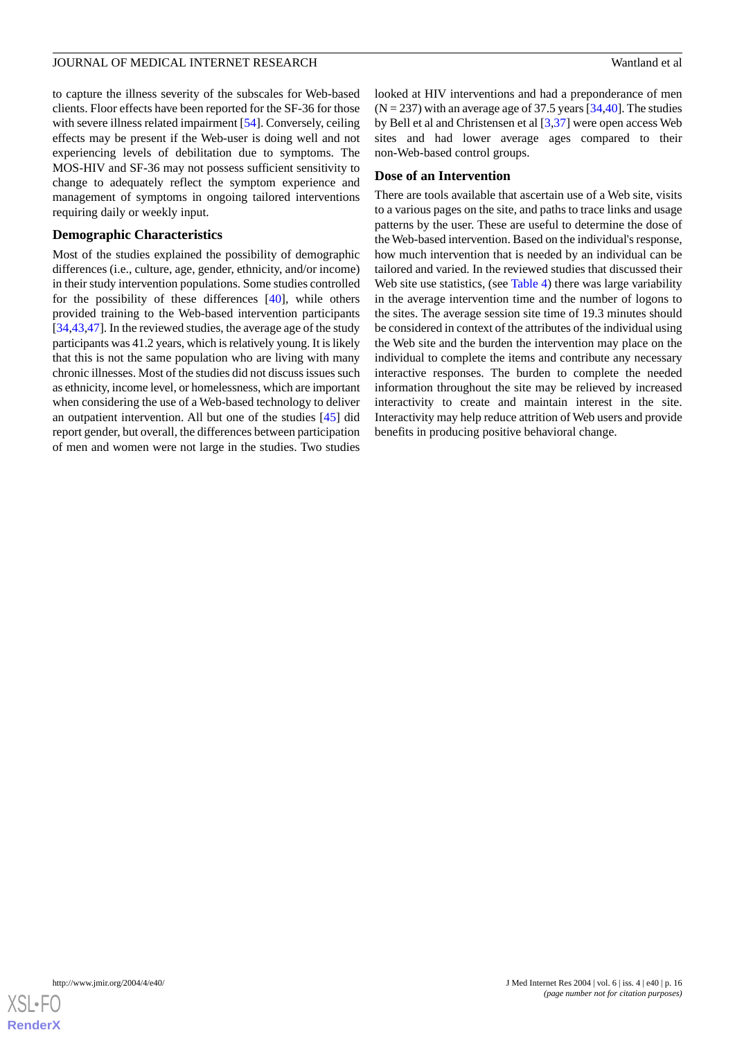to capture the illness severity of the subscales for Web-based clients. Floor effects have been reported for the SF-36 for those with severe illness related impairment [54]. Conversely, ceiling effects may be present if the Web-user is doing well and not experiencing levels of debilitation due to symptoms. The MOS-HIV and SF-36 may not possess sufficient sensitivity to change to adequately reflect the symptom experience and management of symptoms in ongoing tailored interventions requiring daily or weekly input.

### Demographic Characteristics

Most of the studies explained the possibility of demographic differences (i.e., culture, age, gender, ethnicity, and/or income) in their study intervention populations. Some studies controlled for the possibility of these differences [40], while others provided training to the Web-based intervention participants [34,43,47]. In the reviewed studies, the average age of the study participants was 41.2 years, which is relatively young. It is likely that this is not the same population who are living with many chronic illnesses. Most of the studies did not discuss issues such as ethnicity, income level, or homelessness, which are important when considering the use of a Web-based technology to deliver an outpatient intervention. All but one of the studies [45] did report gender, but overall, the differences between participation of men and women were not large in the studies. Two studies looked at HIV interventions and had a preponderance of men (N = 237) with an average age of 37.5 years [34,40]. The studies by Bell et al and Christensen et al [3,37] were open access Web sites and had lower average ages compared to their non-Web-based control groups.

### Dose of an Intervention

There are tools available that ascertain use of a Web site, visits to a various pages on the site, and paths to trace links and usage patterns by the user. These are useful to determine the dose of the Web-based intervention. Based on the individual's response, how much intervention that is needed by an individual can be tailored and varied. In the reviewed studies that discussed their Web site use statistics, (see Table 4) there was large variability in the average intervention time and the number of logons to the sites. The average session site time of 19.3 minutes should be considered in context of the attributes of the individual using the Web site and the burden the intervention may place on the individual to complete the items and contribute any necessary interactive responses. The burden to complete the needed information throughout the site may be relieved by increased interactivity to create and maintain interest in the site. Interactivity may help reduce attrition of Web users and provide benefits in producing positive behavioral change.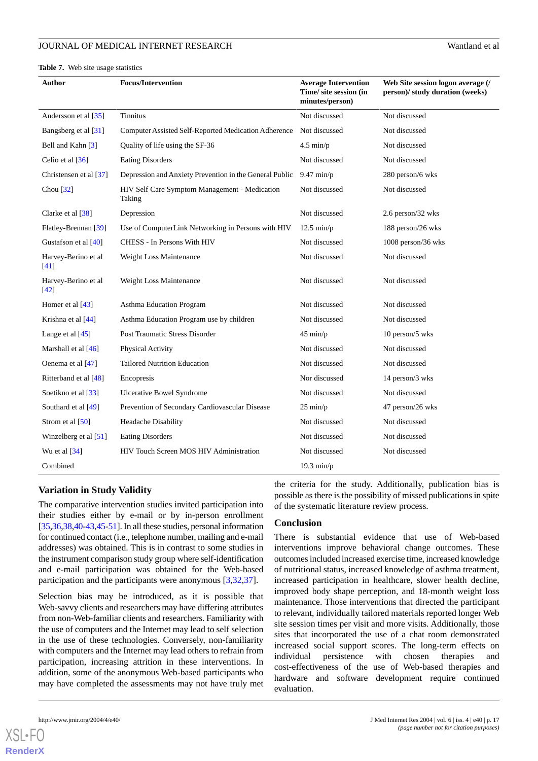**Table 7.** Web site usage statistics

| Author | Focus/Intervention | Average Intervention Time/ site session (in minutes/person) | Web Site session logon average (/ person)/ study duration (weeks) |
|---|---|---|---|
| Andersson et al [35] | Tinnitus | Not discussed | Not discussed |
| Bangsberg et al [31] | Computer Assisted Self-Reported Medication Adherence | Not discussed | Not discussed |
| Bell and Kahn [3] | Quality of life using the SF-36 | 4.5 min/p | Not discussed |
| Celio et al [36] | Eating Disorders | Not discussed | Not discussed |
| Christensen et al [37] | Depression and Anxiety Prevention in the General Public | 9.47 min/p | 280 person/6 wks |
| Chou [32] | HIV Self Care Symptom Management - Medication Taking | Not discussed | Not discussed |
| Clarke et al [38] | Depression | Not discussed | 2.6 person/32 wks |
| Flatley-Brennan [39] | Use of ComputerLink Networking in Persons with HIV | 12.5 min/p | 188 person/26 wks |
| Gustafson et al [40] | CHESS - In Persons With HIV | Not discussed | 1008 person/36 wks |
| Harvey-Berino et al [41] | Weight Loss Maintenance | Not discussed | Not discussed |
| Harvey-Berino et al [42] | Weight Loss Maintenance | Not discussed | Not discussed |
| Homer et al [43] | Asthma Education Program | Not discussed | Not discussed |
| Krishna et al [44] | Asthma Education Program use by children | Not discussed | Not discussed |
| Lange et al [45] | Post Traumatic Stress Disorder | 45 min/p | 10 person/5 wks |
| Marshall et al [46] | Physical Activity | Not discussed | Not discussed |
| Oenema et al [47] | Tailored Nutrition Education | Not discussed | Not discussed |
| Ritterband et al [48] | Encopresis | Nor discussed | 14 person/3 wks |
| Soetikno et al [33] | Ulcerative Bowel Syndrome | Not discussed | Not discussed |
| Southard et al [49] | Prevention of Secondary Cardiovascular Disease | 25 min/p | 47 person/26 wks |
| Strom et al [50] | Headache Disability | Not discussed | Not discussed |
| Winzelberg et al [51] | Eating Disorders | Not discussed | Not discussed |
| Wu et al [34] | HIV Touch Screen MOS HIV Administration | Not discussed | Not discussed |
| Combined | | 19.3 min/p | |

## Variation in Study Validity

The comparative intervention studies invited participation into their studies either by e-mail or by in-person enrollment [35,36,38,40-43,45-51]. In all these studies, personal information for continued contact (i.e., telephone number, mailing and e-mail addresses) was obtained. This is in contrast to some studies in the instrument comparison study group where self-identification and e-mail participation was obtained for the Web-based participation and the participants were anonymous [3,32,37].

Selection bias may be introduced, as it is possible that Web-savvy clients and researchers may have differing attributes from non-Web-familiar clients and researchers. Familiarity with the use of computers and the Internet may lead to self selection in the use of these technologies. Conversely, non-familiarity with computers and the Internet may lead others to refrain from participation, increasing attrition in these interventions. In addition, some of the anonymous Web-based participants who may have completed the assessments may not have truly met the criteria for the study. Additionally, publication bias is possible as there is the possibility of missed publications in spite of the systematic literature review process.

## Conclusion

There is substantial evidence that use of Web-based interventions improve behavioral change outcomes. These outcomes included increased exercise time, increased knowledge of nutritional status, increased knowledge of asthma treatment, increased participation in healthcare, slower health decline, improved body shape perception, and 18-month weight loss maintenance. Those interventions that directed the participant to relevant, individually tailored materials reported longer Web site session times per visit and more visits. Additionally, those sites that incorporated the use of a chat room demonstrated increased social support scores. The long-term effects on individual persistence with chosen therapies and cost-effectiveness of the use of Web-based therapies and hardware and software development require continued evaluation.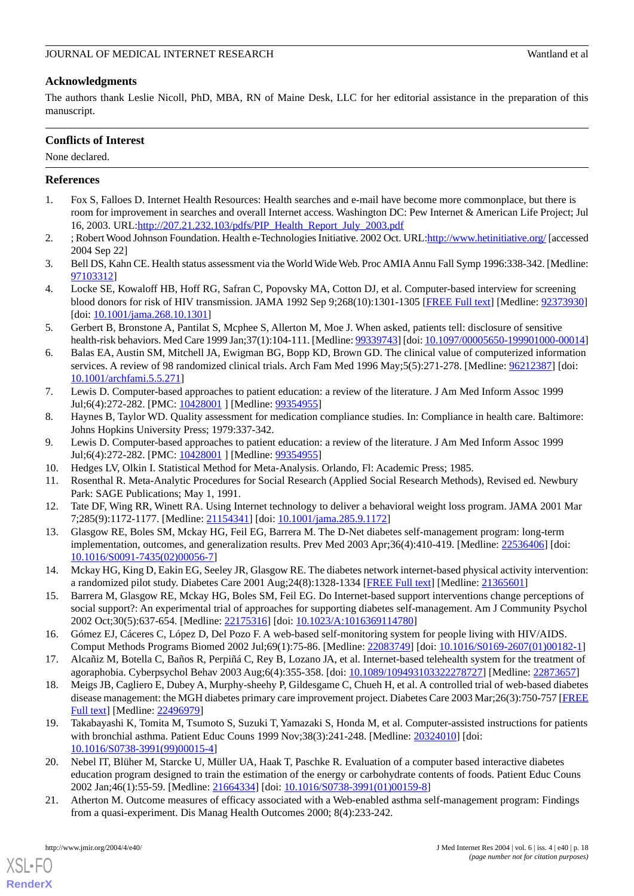## Acknowledgments

The authors thank Leslie Nicoll, PhD, MBA, RN of Maine Desk, LLC for her editorial assistance in the preparation of this manuscript.

## Conflicts of Interest

None declared.

## References

1. Fox S, Falloes D. Internet Health Resources: Health searches and e-mail have become more commonplace, but there is room for improvement in searches and overall Internet access. Washington DC: Pew Internet & American Life Project; Jul 16, 2003. URL:http://207.21.232.103/pdfs/PIP_Health_Report_July_2003.pdf
2. ; Robert Wood Johnson Foundation. Health e-Technologies Initiative. 2002 Oct. URL:http://www.hetinitiative.org/ [accessed 2004 Sep 22]
3. Bell DS, Kahn CE. Health status assessment via the World Wide Web. Proc AMIA Annu Fall Symp 1996:338-342. [Medline: 97103312]
4. Locke SE, Kowaloff HB, Hoff RG, Safran C, Popovsky MA, Cotton DJ, et al. Computer-based interview for screening blood donors for risk of HIV transmission. JAMA 1992 Sep 9;268(10):1301-1305 [FREE Full text] [Medline: 92373930] [doi: 10.1001/jama.268.10.1301]
5. Gerbert B, Bronstone A, Pantilat S, Mcphee S, Allerton M, Moe J. When asked, patients tell: disclosure of sensitive health-risk behaviors. Med Care 1999 Jan;37(1):104-111. [Medline: 99339743] [doi: 10.1097/00005650-199901000-00014]
6. Balas EA, Austin SM, Mitchell JA, Ewigman BG, Bopp KD, Brown GD. The clinical value of computerized information services. A review of 98 randomized clinical trials. Arch Fam Med 1996 May;5(5):271-278. [Medline: 96212387] [doi: 10.1001/archfami.5.5.271]
7. Lewis D. Computer-based approaches to patient education: a review of the literature. J Am Med Inform Assoc 1999 Jul;6(4):272-282. [PMC: 10428001 ] [Medline: 99354955]
8. Haynes B, Taylor WD. Quality assessment for medication compliance studies. In: Compliance in health care. Baltimore: Johns Hopkins University Press; 1979:337-342.
9. Lewis D. Computer-based approaches to patient education: a review of the literature. J Am Med Inform Assoc 1999 Jul;6(4):272-282. [PMC: 10428001 ] [Medline: 99354955]
10. Hedges LV, Olkin I. Statistical Method for Meta-Analysis. Orlando, Fl: Academic Press; 1985.
11. Rosenthal R. Meta-Analytic Procedures for Social Research (Applied Social Research Methods), Revised ed. Newbury Park: SAGE Publications; May 1, 1991.
12. Tate DF, Wing RR, Winett RA. Using Internet technology to deliver a behavioral weight loss program. JAMA 2001 Mar 7;285(9):1172-1177. [Medline: 21154341] [doi: 10.1001/jama.285.9.1172]
13. Glasgow RE, Boles SM, Mckay HG, Feil EG, Barrera M. The D-Net diabetes self-management program: long-term implementation, outcomes, and generalization results. Prev Med 2003 Apr;36(4):410-419. [Medline: 22536406] [doi: 10.1016/S0091-7435(02)00056-7]
14. Mckay HG, King D, Eakin EG, Seeley JR, Glasgow RE. The diabetes network internet-based physical activity intervention: a randomized pilot study. Diabetes Care 2001 Aug;24(8):1328-1334 [FREE Full text] [Medline: 21365601]
15. Barrera M, Glasgow RE, Mckay HG, Boles SM, Feil EG. Do Internet-based support interventions change perceptions of social support?: An experimental trial of approaches for supporting diabetes self-management. Am J Community Psychol 2002 Oct;30(5):637-654. [Medline: 22175316] [doi: 10.1023/A:1016369114780]
16. Gómez EJ, Cáceres C, López D, Del Pozo F. A web-based self-monitoring system for people living with HIV/AIDS. Comput Methods Programs Biomed 2002 Jul;69(1):75-86. [Medline: 22083749] [doi: 10.1016/S0169-2607(01)00182-1]
17. Alcañiz M, Botella C, Baños R, Perpiñá C, Rey B, Lozano JA, et al. Internet-based telehealth system for the treatment of agoraphobia. Cyberpsychol Behav 2003 Aug;6(4):355-358. [doi: 10.1089/109493103322278727] [Medline: 22873657]
18. Meigs JB, Cagliero E, Dubey A, Murphy-sheehy P, Gildesgame C, Chueh H, et al. A controlled trial of web-based diabetes disease management: the MGH diabetes primary care improvement project. Diabetes Care 2003 Mar;26(3):750-757 [FREE Full text] [Medline: 22496979]
19. Takabayashi K, Tomita M, Tsumoto S, Suzuki T, Yamazaki S, Honda M, et al. Computer-assisted instructions for patients with bronchial asthma. Patient Educ Couns 1999 Nov;38(3):241-248. [Medline: 20324010] [doi: 10.1016/S0738-3991(99)00015-4]
20. Nebel IT, Blüher M, Starcke U, Müller UA, Haak T, Paschke R. Evaluation of a computer based interactive diabetes education program designed to train the estimation of the energy or carbohydrate contents of foods. Patient Educ Couns 2002 Jan;46(1):55-59. [Medline: 21664334] [doi: 10.1016/S0738-3991(01)00159-8]
21. Atherton M. Outcome measures of efficacy associated with a Web-enabled asthma self-management program: Findings from a quasi-experiment. Dis Manag Health Outcomes 2000; 8(4):233-242.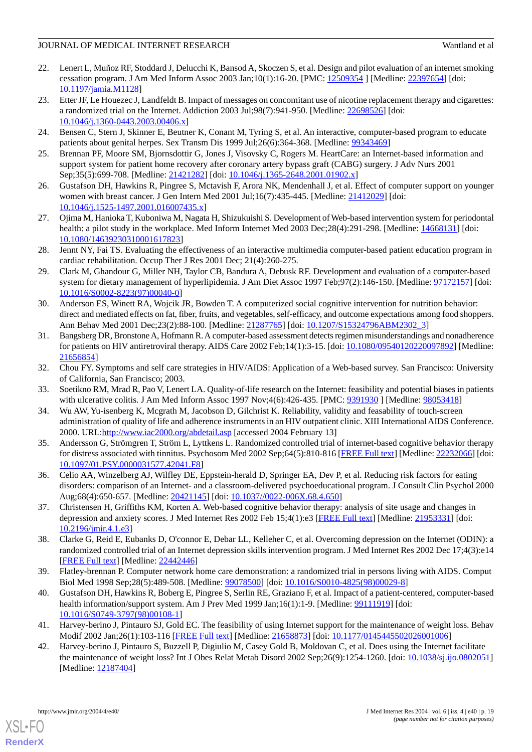22. Lenert L, Muñoz RF, Stoddard J, Delucchi K, Bansod A, Skoczen S, et al. Design and pilot evaluation of an internet smoking cessation program. J Am Med Inform Assoc 2003 Jan;10(1):16-20. [PMC: 12509354 ] [Medline: 22397654] [doi: 10.1197/jamia.M1128]
23. Etter JF, Le Houezec J, Landfeldt B. Impact of messages on concomitant use of nicotine replacement therapy and cigarettes: a randomized trial on the Internet. Addiction 2003 Jul;98(7):941-950. [Medline: 22698526] [doi: 10.1046/j.1360-0443.2003.00406.x]
24. Bensen C, Stern J, Skinner E, Beutner K, Conant M, Tyring S, et al. An interactive, computer-based program to educate patients about genital herpes. Sex Transm Dis 1999 Jul;26(6):364-368. [Medline: 99343469]
25. Brennan PF, Moore SM, Bjornsdottir G, Jones J, Visovsky C, Rogers M. HeartCare: an Internet-based information and support system for patient home recovery after coronary artery bypass graft (CABG) surgery. J Adv Nurs 2001 Sep;35(5):699-708. [Medline: 21421282] [doi: 10.1046/j.1365-2648.2001.01902.x]
26. Gustafson DH, Hawkins R, Pingree S, Mctavish F, Arora NK, Mendenhall J, et al. Effect of computer support on younger women with breast cancer. J Gen Intern Med 2001 Jul;16(7):435-445. [Medline: 21412029] [doi: 10.1046/j.1525-1497.2001.016007435.x]
27. Ojima M, Hanioka T, Kuboniwa M, Nagata H, Shizukuishi S. Development of Web-based intervention system for periodontal health: a pilot study in the workplace. Med Inform Internet Med 2003 Dec;28(4):291-298. [Medline: 14668131] [doi: 10.1080/14639230310001617823]
28. Jennt NY, Fai TS. Evaluating the effectiveness of an interactive multimedia computer-based patient education program in cardiac rehabilitation. Occup Ther J Res 2001 Dec; 21(4):260-275.
29. Clark M, Ghandour G, Miller NH, Taylor CB, Bandura A, Debusk RF. Development and evaluation of a computer-based system for dietary management of hyperlipidemia. J Am Diet Assoc 1997 Feb;97(2):146-150. [Medline: 97172157] [doi: 10.1016/S0002-8223(97)00040-0]
30. Anderson ES, Winett RA, Wojcik JR, Bowden T. A computerized social cognitive intervention for nutrition behavior: direct and mediated effects on fat, fiber, fruits, and vegetables, self-efficacy, and outcome expectations among food shoppers. Ann Behav Med 2001 Dec;23(2):88-100. [Medline: 21287765] [doi: 10.1207/S15324796ABM2302_3]
31. Bangsberg DR, Bronstone A, Hofmann R. A computer-based assessment detects regimen misunderstandings and nonadherence for patients on HIV antiretroviral therapy. AIDS Care 2002 Feb;14(1):3-15. [doi: 10.1080/09540120220097892] [Medline: 21656854]
32. Chou FY. Symptoms and self care strategies in HIV/AIDS: Application of a Web-based survey. San Francisco: University of California, San Francisco; 2003.
33. Soetikno RM, Mrad R, Pao V, Lenert LA. Quality-of-life research on the Internet: feasibility and potential biases in patients with ulcerative colitis. J Am Med Inform Assoc 1997 Nov;4(6):426-435. [PMC: 9391930 ] [Medline: 98053418]
34. Wu AW, Yu-isenberg K, Mcgrath M, Jacobson D, Gilchrist K. Reliability, validity and feasability of touch-screen administration of quality of life and adherence instruments in an HIV outpatient clinic. XIII International AIDS Conference. 2000. URL:http://www.iac2000.org/abdetail.asp [accessed 2004 February 13]
35. Andersson G, Strömgren T, Ström L, Lyttkens L. Randomized controlled trial of internet-based cognitive behavior therapy for distress associated with tinnitus. Psychosom Med 2002 Sep;64(5):810-816 [FREE Full text] [Medline: 22232066] [doi: 10.1097/01.PSY.0000031577.42041.F8]
36. Celio AA, Winzelberg AJ, Wilfley DE, Eppstein-herald D, Springer EA, Dev P, et al. Reducing risk factors for eating disorders: comparison of an Internet- and a classroom-delivered psychoeducational program. J Consult Clin Psychol 2000 Aug;68(4):650-657. [Medline: 20421145] [doi: 10.1037//0022-006X.68.4.650]
37. Christensen H, Griffiths KM, Korten A. Web-based cognitive behavior therapy: analysis of site usage and changes in depression and anxiety scores. J Med Internet Res 2002 Feb 15;4(1):e3 [FREE Full text] [Medline: 21953331] [doi: 10.2196/jmir.4.1.e3]
38. Clarke G, Reid E, Eubanks D, O'connor E, Debar LL, Kelleher C, et al. Overcoming depression on the Internet (ODIN): a randomized controlled trial of an Internet depression skills intervention program. J Med Internet Res 2002 Dec 17;4(3):e14 [FREE Full text] [Medline: 22442446]
39. Flatley-brennan P. Computer network home care demonstration: a randomized trial in persons living with AIDS. Comput Biol Med 1998 Sep;28(5):489-508. [Medline: 99078500] [doi: 10.1016/S0010-4825(98)00029-8]
40. Gustafson DH, Hawkins R, Boberg E, Pingree S, Serlin RE, Graziano F, et al. Impact of a patient-centered, computer-based health information/support system. Am J Prev Med 1999 Jan;16(1):1-9. [Medline: 99111919] [doi: 10.1016/S0749-3797(98)00108-1]
41. Harvey-berino J, Pintauro SJ, Gold EC. The feasibility of using Internet support for the maintenance of weight loss. Behav Modif 2002 Jan;26(1):103-116 [FREE Full text] [Medline: 21658873] [doi: 10.1177/0145445502026001006]
42. Harvey-berino J, Pintauro S, Buzzell P, Digiulio M, Casey Gold B, Moldovan C, et al. Does using the Internet facilitate the maintenance of weight loss? Int J Obes Relat Metab Disord 2002 Sep;26(9):1254-1260. [doi: 10.1038/sj.ijo.0802051] [Medline: 12187404]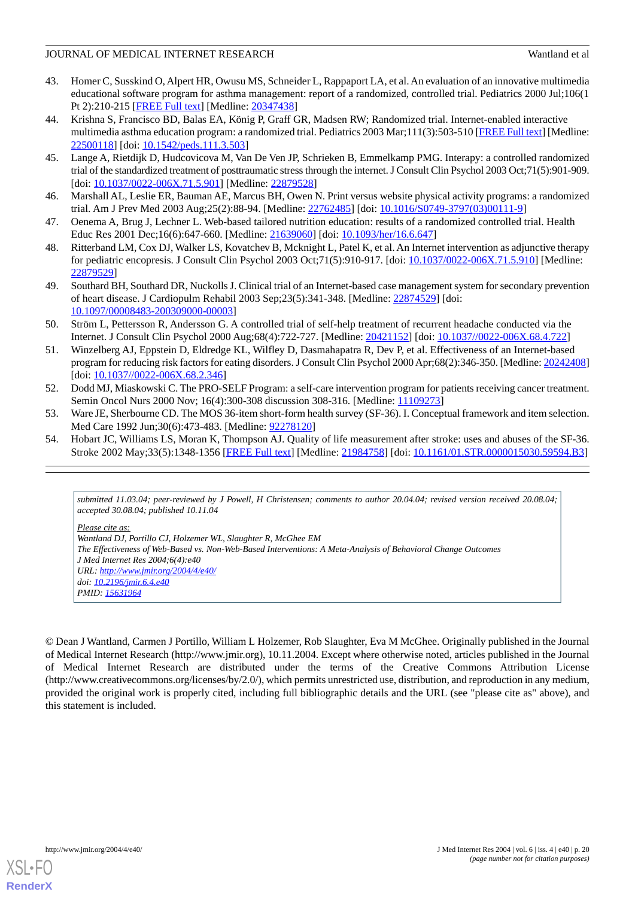43. Homer C, Susskind O, Alpert HR, Owusu MS, Schneider L, Rappaport LA, et al. An evaluation of an innovative multimedia educational software program for asthma management: report of a randomized, controlled trial. Pediatrics 2000 Jul;106(1 Pt 2):210-215 [FREE Full text] [Medline: 20347438]
44. Krishna S, Francisco BD, Balas EA, König P, Graff GR, Madsen RW; Randomized trial. Internet-enabled interactive multimedia asthma education program: a randomized trial. Pediatrics 2003 Mar;111(3):503-510 [FREE Full text] [Medline: 22500118] [doi: 10.1542/peds.111.3.503]
45. Lange A, Rietdijk D, Hudcovicova M, Van De Ven JP, Schrieken B, Emmelkamp PMG. Interapy: a controlled randomized trial of the standardized treatment of posttraumatic stress through the internet. J Consult Clin Psychol 2003 Oct;71(5):901-909. [doi: 10.1037/0022-006X.71.5.901] [Medline: 22879528]
46. Marshall AL, Leslie ER, Bauman AE, Marcus BH, Owen N. Print versus website physical activity programs: a randomized trial. Am J Prev Med 2003 Aug;25(2):88-94. [Medline: 22762485] [doi: 10.1016/S0749-3797(03)00111-9]
47. Oenema A, Brug J, Lechner L. Web-based tailored nutrition education: results of a randomized controlled trial. Health Educ Res 2001 Dec;16(6):647-660. [Medline: 21639060] [doi: 10.1093/her/16.6.647]
48. Ritterband LM, Cox DJ, Walker LS, Kovatchev B, Mcknight L, Patel K, et al. An Internet intervention as adjunctive therapy for pediatric encopresis. J Consult Clin Psychol 2003 Oct;71(5):910-917. [doi: 10.1037/0022-006X.71.5.910] [Medline: 22879529]
49. Southard BH, Southard DR, Nuckolls J. Clinical trial of an Internet-based case management system for secondary prevention of heart disease. J Cardiopulm Rehabil 2003 Sep;23(5):341-348. [Medline: 22874529] [doi: 10.1097/00008483-200309000-00003]
50. Ström L, Pettersson R, Andersson G. A controlled trial of self-help treatment of recurrent headache conducted via the Internet. J Consult Clin Psychol 2000 Aug;68(4):722-727. [Medline: 20421152] [doi: 10.1037//0022-006X.68.4.722]
51. Winzelberg AJ, Eppstein D, Eldredge KL, Wilfley D, Dasmahapatra R, Dev P, et al. Effectiveness of an Internet-based program for reducing risk factors for eating disorders. J Consult Clin Psychol 2000 Apr;68(2):346-350. [Medline: 20242408] [doi: 10.1037//0022-006X.68.2.346]
52. Dodd MJ, Miaskowski C. The PRO-SELF Program: a self-care intervention program for patients receiving cancer treatment. Semin Oncol Nurs 2000 Nov; 16(4):300-308 discussion 308-316. [Medline: 11109273]
53. Ware JE, Sherbourne CD. The MOS 36-item short-form health survey (SF-36). I. Conceptual framework and item selection. Med Care 1992 Jun;30(6):473-483. [Medline: 92278120]
54. Hobart JC, Williams LS, Moran K, Thompson AJ. Quality of life measurement after stroke: uses and abuses of the SF-36. Stroke 2002 May;33(5):1348-1356 [FREE Full text] [Medline: 21984758] [doi: 10.1161/01.STR.0000015030.59594.B3]

---

*submitted 11.03.04; peer-reviewed by J Powell, H Christensen; comments to author 20.04.04; revised version received 20.08.04; accepted 30.08.04; published 10.11.04*

*Please cite as:*
*Wantland DJ, Portillo CJ, Holzemer WL, Slaughter R, McGhee EM*
*The Effectiveness of Web-Based vs. Non-Web-Based Interventions: A Meta-Analysis of Behavioral Change Outcomes*
*J Med Internet Res 2004;6(4):e40*
*URL: http://www.jmir.org/2004/4/e40/*
*doi: 10.2196/jmir.6.4.e40*
*PMID: 15631964*

© Dean J Wantland, Carmen J Portillo, William L Holzemer, Rob Slaughter, Eva M McGhee. Originally published in the Journal of Medical Internet Research (http://www.jmir.org), 10.11.2004. Except where otherwise noted, articles published in the Journal of Medical Internet Research are distributed under the terms of the Creative Commons Attribution License (http://www.creativecommons.org/licenses/by/2.0/), which permits unrestricted use, distribution, and reproduction in any medium, provided the original work is properly cited, including full bibliographic details and the URL (see "please cite as" above), and this statement is included.